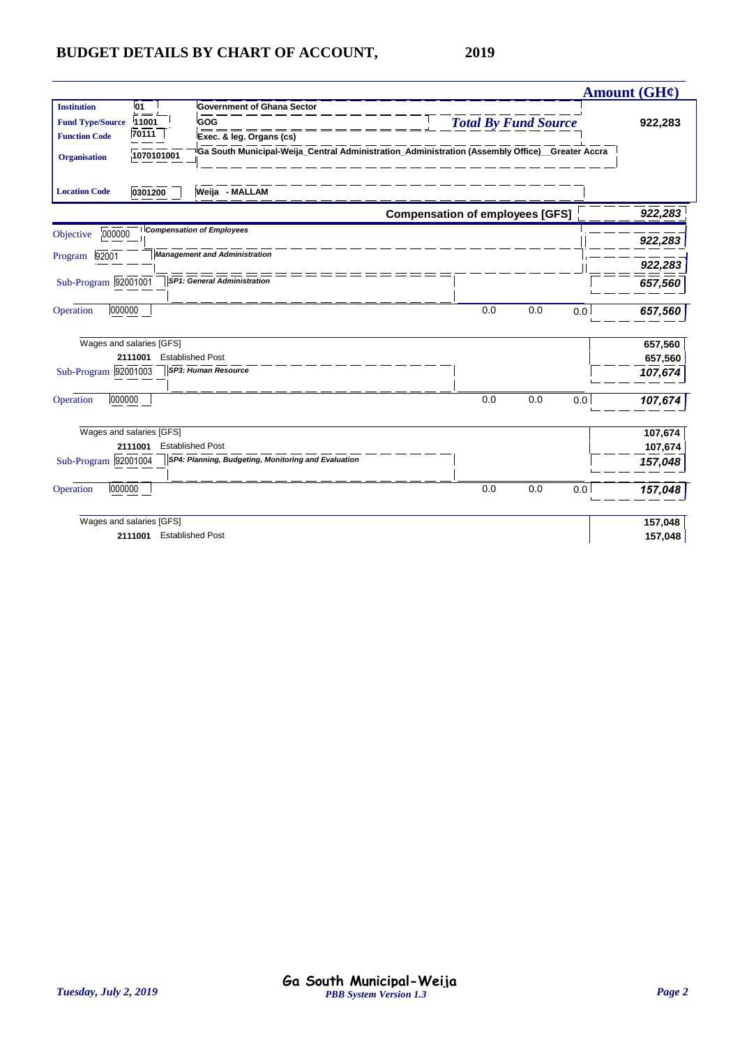# BUDGET DETAILS BY CHART OF ACCOUNT, 2019

| | | | Amount (GH¢) |
|---|---|---|---|
| **Institution** | 01 | Government of Ghana Sector | |
| **Fund Type/Source** | 11001 | GOG | *Total By Fund Source* 922,283 |
| **Function Code** | 70111 | Exec. & leg. Organs (cs) | |
| **Organisation** | 1070101001 | Ga South Municipal-Weija_Central Administration_Administration (Assembly Office)__Greater Accra | |
| **Location Code** | 0301200 | Weija - MALLAM | |

| | | | | | | Amount (GH¢) |
|---|---|---|---|---|---|---|
| **Compensation of employees [GFS]** | | | | | | *922,283* |
| Objective | 000000 | *Compensation of Employees* | | | | *922,283* |
| Program | 92001 | *Management and Administration* | | | | *922,283* |
| Sub-Program | 92001001 | *SP1: General Administration* | | | | *657,560* |
| Operation | 000000 | | 0.0 | 0.0 | 0.0 | *657,560* |
| Wages and salaries [GFS] | | | | | | 657,560 |
| | 2111001 | Established Post | | | | 657,560 |
| Sub-Program | 92001003 | *SP3: Human Resource* | | | | *107,674* |
| Operation | 000000 | | 0.0 | 0.0 | 0.0 | *107,674* |
| Wages and salaries [GFS] | | | | | | 107,674 |
| | 2111001 | Established Post | | | | 107,674 |
| Sub-Program | 92001004 | *SP4: Planning, Budgeting, Monitoring and Evaluation* | | | | *157,048* |
| Operation | 000000 | | 0.0 | 0.0 | 0.0 | *157,048* |
| Wages and salaries [GFS] | | | | | | 157,048 |
| | 2111001 | Established Post | | | | 157,048 |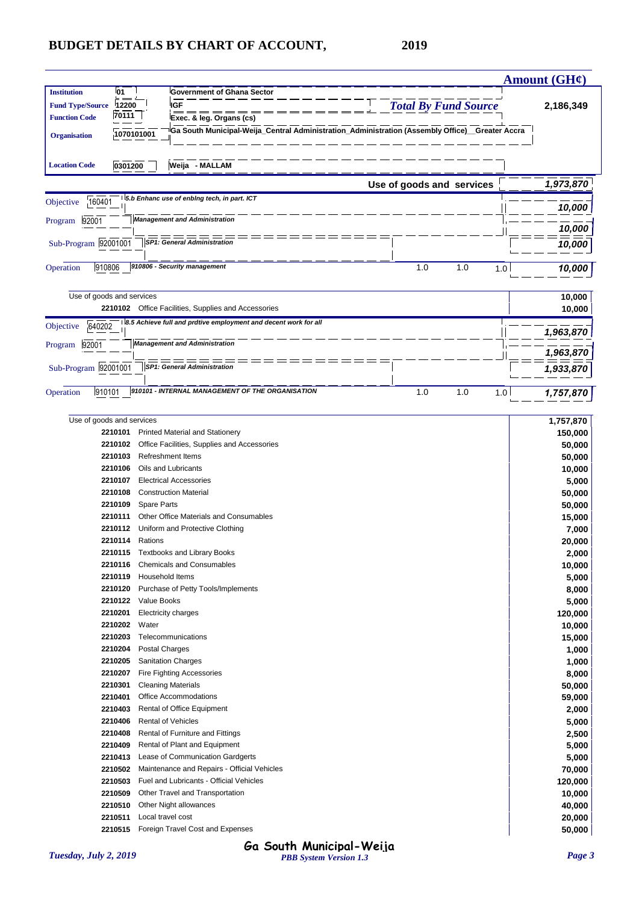# BUDGET DETAILS BY CHART OF ACCOUNT, 2019

| | | | Amount (GH¢) |
|---|---|---|---|
| **Institution** | 01 | Government of Ghana Sector | |
| **Fund Type/Source** | 12200 | IGF — *Total By Fund Source* | 2,186,349 |
| **Function Code** | 70111 | Exec. & leg. Organs (cs) | |
| **Organisation** | 1070101001 | Ga South Municipal-Weija_Central Administration_Administration (Assembly Office)__Greater Accra | |
| **Location Code** | 0301200 | Weija - MALLAM | |

**Use of goods and services** — *1,973,870*

| | | | | | | Amount |
|---|---|---|---|---|---|---|
| Objective | 160401 | *5.b Enhanc use of enblng tech, in part. ICT* | | | | *10,000* |
| Program | 92001 | *Management and Administration* | | | | *10,000* |
| Sub-Program | 92001001 | *SP1: General Administration* | | | | *10,000* |
| Operation | 910806 | *910806 - Security management* | 1.0 | 1.0 | 1.0 | *10,000* |

| | | Amount |
|---|---|---|
| Use of goods and services | | 10,000 |
| 2210102 | Office Facilities, Supplies and Accessories | 10,000 |

| | | | | | | Amount |
|---|---|---|---|---|---|---|
| Objective | 640202 | *8.5 Achieve full and prdtive employment and decent work for all* | | | | *1,963,870* |
| Program | 92001 | *Management and Administration* | | | | *1,963,870* |
| Sub-Program | 92001001 | *SP1: General Administration* | | | | *1,933,870* |
| Operation | 910101 | *910101 - INTERNAL MANAGEMENT OF THE ORGANISATION* | 1.0 | 1.0 | 1.0 | *1,757,870* |

| | | Amount |
|---|---|---|
| Use of goods and services | | 1,757,870 |
| 2210101 | Printed Material and Stationery | 150,000 |
| 2210102 | Office Facilities, Supplies and Accessories | 50,000 |
| 2210103 | Refreshment Items | 50,000 |
| 2210106 | Oils and Lubricants | 10,000 |
| 2210107 | Electrical Accessories | 5,000 |
| 2210108 | Construction Material | 50,000 |
| 2210109 | Spare Parts | 50,000 |
| 2210111 | Other Office Materials and Consumables | 15,000 |
| 2210112 | Uniform and Protective Clothing | 7,000 |
| 2210114 | Rations | 20,000 |
| 2210115 | Textbooks and Library Books | 2,000 |
| 2210116 | Chemicals and Consumables | 10,000 |
| 2210119 | Household Items | 5,000 |
| 2210120 | Purchase of Petty Tools/Implements | 8,000 |
| 2210122 | Value Books | 5,000 |
| 2210201 | Electricity charges | 120,000 |
| 2210202 | Water | 10,000 |
| 2210203 | Telecommunications | 15,000 |
| 2210204 | Postal Charges | 1,000 |
| 2210205 | Sanitation Charges | 1,000 |
| 2210207 | Fire Fighting Accessories | 8,000 |
| 2210301 | Cleaning Materials | 50,000 |
| 2210401 | Office Accommodations | 59,000 |
| 2210403 | Rental of Office Equipment | 2,000 |
| 2210406 | Rental of Vehicles | 5,000 |
| 2210408 | Rental of Furniture and Fittings | 2,500 |
| 2210409 | Rental of Plant and Equipment | 5,000 |
| 2210413 | Lease of Communication Gardgerts | 5,000 |
| 2210502 | Maintenance and Repairs - Official Vehicles | 70,000 |
| 2210503 | Fuel and Lubricants - Official Vehicles | 120,000 |
| 2210509 | Other Travel and Transportation | 10,000 |
| 2210510 | Other Night allowances | 40,000 |
| 2210511 | Local travel cost | 20,000 |
| 2210515 | Foreign Travel Cost and Expenses | 50,000 |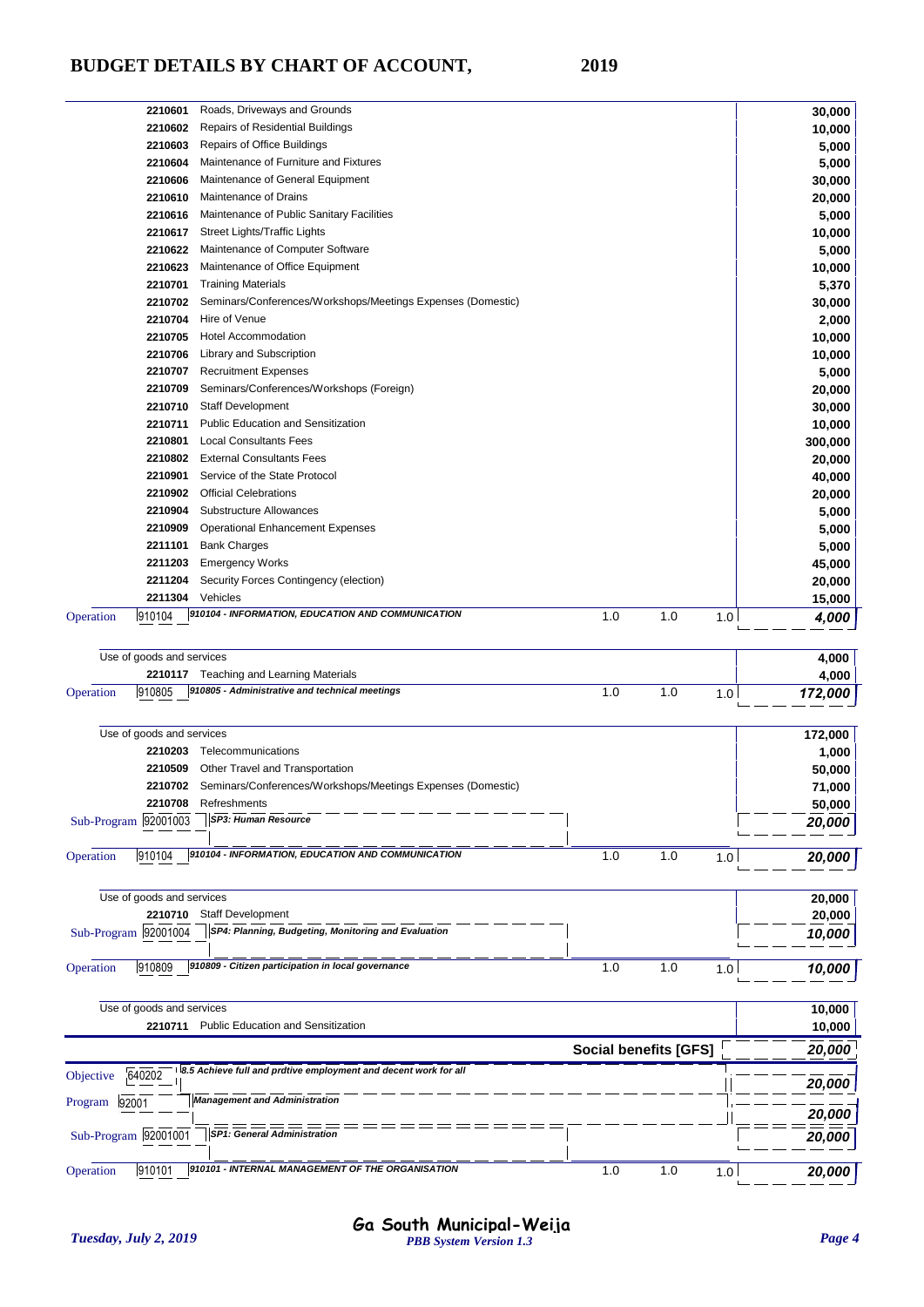# BUDGET DETAILS BY CHART OF ACCOUNT, 2019

| Level | Code | Description | | | | Amount |
|---|---|---|---|---|---|---|
| | 2210601 | Roads, Driveways and Grounds | | | | 30,000 |
| | 2210602 | Repairs of Residential Buildings | | | | 10,000 |
| | 2210603 | Repairs of Office Buildings | | | | 5,000 |
| | 2210604 | Maintenance of Furniture and Fixtures | | | | 5,000 |
| | 2210606 | Maintenance of General Equipment | | | | 30,000 |
| | 2210610 | Maintenance of Drains | | | | 20,000 |
| | 2210616 | Maintenance of Public Sanitary Facilities | | | | 5,000 |
| | 2210617 | Street Lights/Traffic Lights | | | | 10,000 |
| | 2210622 | Maintenance of Computer Software | | | | 5,000 |
| | 2210623 | Maintenance of Office Equipment | | | | 10,000 |
| | 2210701 | Training Materials | | | | 5,370 |
| | 2210702 | Seminars/Conferences/Workshops/Meetings Expenses (Domestic) | | | | 30,000 |
| | 2210704 | Hire of Venue | | | | 2,000 |
| | 2210705 | Hotel Accommodation | | | | 10,000 |
| | 2210706 | Library and Subscription | | | | 10,000 |
| | 2210707 | Recruitment Expenses | | | | 5,000 |
| | 2210709 | Seminars/Conferences/Workshops (Foreign) | | | | 20,000 |
| | 2210710 | Staff Development | | | | 30,000 |
| | 2210711 | Public Education and Sensitization | | | | 10,000 |
| | 2210801 | Local Consultants Fees | | | | 300,000 |
| | 2210802 | External Consultants Fees | | | | 20,000 |
| | 2210901 | Service of the State Protocol | | | | 40,000 |
| | 2210902 | Official Celebrations | | | | 20,000 |
| | 2210904 | Substructure Allowances | | | | 5,000 |
| | 2210909 | Operational Enhancement Expenses | | | | 5,000 |
| | 2211101 | Bank Charges | | | | 5,000 |
| | 2211203 | Emergency Works | | | | 45,000 |
| | 2211204 | Security Forces Contingency (election) | | | | 20,000 |
| | 2211304 | Vehicles | | | | 15,000 |
| Operation | 910104 | *910104 - INFORMATION, EDUCATION AND COMMUNICATION* | 1.0 | 1.0 | 1.0 | *4,000* |
| Use of goods and services | | | | | | 4,000 |
| | 2210117 | Teaching and Learning Materials | | | | 4,000 |
| Operation | 910805 | *910805 - Administrative and technical meetings* | 1.0 | 1.0 | 1.0 | *172,000* |
| Use of goods and services | | | | | | 172,000 |
| | 2210203 | Telecommunications | | | | 1,000 |
| | 2210509 | Other Travel and Transportation | | | | 50,000 |
| | 2210702 | Seminars/Conferences/Workshops/Meetings Expenses (Domestic) | | | | 71,000 |
| | 2210708 | Refreshments | | | | 50,000 |
| Sub-Program | 92001003 | *SP3: Human Resource* | | | | *20,000* |
| Operation | 910104 | *910104 - INFORMATION, EDUCATION AND COMMUNICATION* | 1.0 | 1.0 | 1.0 | *20,000* |
| Use of goods and services | | | | | | 20,000 |
| | 2210710 | Staff Development | | | | 20,000 |
| Sub-Program | 92001004 | *SP4: Planning, Budgeting, Monitoring and Evaluation* | | | | *10,000* |
| Operation | 910809 | *910809 - Citizen participation in local governance* | 1.0 | 1.0 | 1.0 | *10,000* |
| Use of goods and services | | | | | | 10,000 |
| | 2210711 | Public Education and Sensitization | | | | 10,000 |
| | | **Social benefits [GFS]** | | | | *20,000* |
| Objective | 640202 | *8.5 Achieve full and prdtive employment and decent work for all* | | | | *20,000* |
| Program | 92001 | *Management and Administration* | | | | *20,000* |
| Sub-Program | 92001001 | *SP1: General Administration* | | | | *20,000* |
| Operation | 910101 | *910101 - INTERNAL MANAGEMENT OF THE ORGANISATION* | 1.0 | 1.0 | 1.0 | *20,000* |

Ga South Municipal-Weija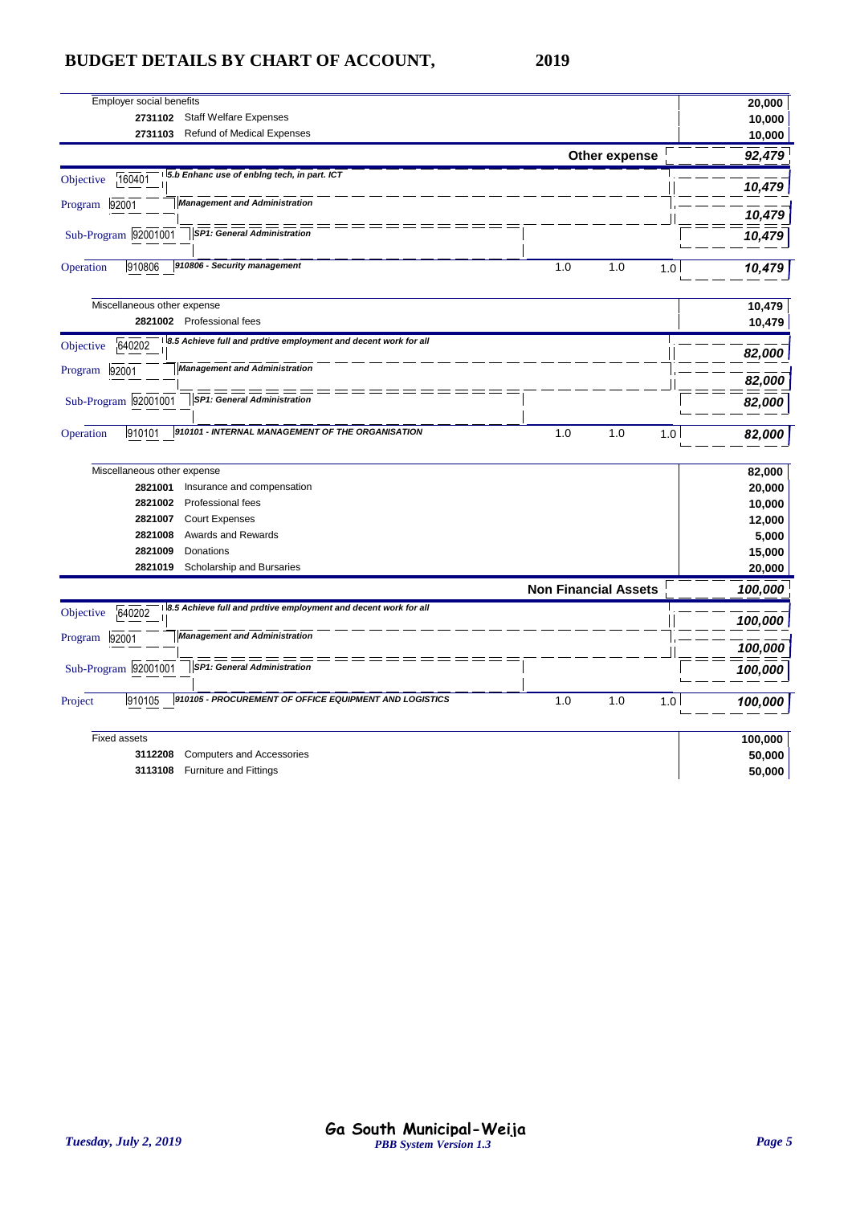# BUDGET DETAILS BY CHART OF ACCOUNT, 2019

| | | | | | |
|---|---|---|---|---|---|
| Employer social benefits | | | | | 20,000 |
| 2731102 Staff Welfare Expenses | | | | | 10,000 |
| 2731103 Refund of Medical Expenses | | | | | 10,000 |
| | | **Other expense** | | | ***92,479*** |
| Objective 160401 | *5.b Enhanc use of enblng tech, in part. ICT* | | | | ***10,479*** |
| Program 92001 | *Management and Administration* | | | | ***10,479*** |
| Sub-Program 92001001 | *SP1: General Administration* | | | | ***10,479*** |
| Operation 910806 | *910806 - Security management* | 1.0 | 1.0 | 1.0 | ***10,479*** |
| Miscellaneous other expense | | | | | 10,479 |
| 2821002 Professional fees | | | | | 10,479 |
| Objective 640202 | *8.5 Achieve full and prdtive employment and decent work for all* | | | | ***82,000*** |
| Program 92001 | *Management and Administration* | | | | ***82,000*** |
| Sub-Program 92001001 | *SP1: General Administration* | | | | ***82,000*** |
| Operation 910101 | *910101 - INTERNAL MANAGEMENT OF THE ORGANISATION* | 1.0 | 1.0 | 1.0 | ***82,000*** |
| Miscellaneous other expense | | | | | 82,000 |
| 2821001 Insurance and compensation | | | | | 20,000 |
| 2821002 Professional fees | | | | | 10,000 |
| 2821007 Court Expenses | | | | | 12,000 |
| 2821008 Awards and Rewards | | | | | 5,000 |
| 2821009 Donations | | | | | 15,000 |
| 2821019 Scholarship and Bursaries | | | | | 20,000 |
| | | **Non Financial Assets** | | | ***100,000*** |
| Objective 640202 | *8.5 Achieve full and prdtive employment and decent work for all* | | | | ***100,000*** |
| Program 92001 | *Management and Administration* | | | | ***100,000*** |
| Sub-Program 92001001 | *SP1: General Administration* | | | | ***100,000*** |
| Project 910105 | *910105 - PROCUREMENT OF OFFICE EQUIPMENT AND LOGISTICS* | 1.0 | 1.0 | 1.0 | ***100,000*** |
| Fixed assets | | | | | 100,000 |
| 3112208 Computers and Accessories | | | | | 50,000 |
| 3113108 Furniture and Fittings | | | | | 50,000 |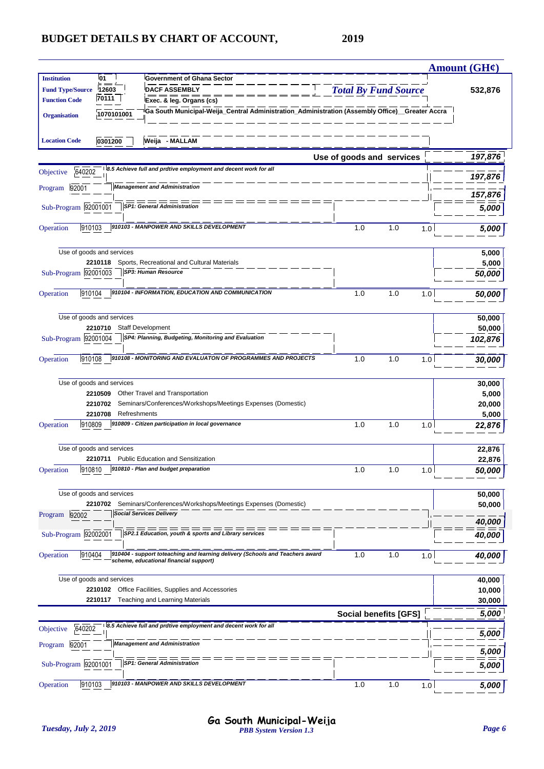# BUDGET DETAILS BY CHART OF ACCOUNT, 2019

| | | | | | Amount (GH¢) |
|---|---|---|---|---|---|
| **Institution** | 01 | Government of Ghana Sector | | | |
| **Fund Type/Source** | 12603 | DACF ASSEMBLY | *Total By Fund Source* | | **532,876** |
| **Function Code** | 70111 | Exec. & leg. Organs (cs) | | | |
| **Organisation** | 1070101001 | Ga South Municipal-Weija_Central Administration_Administration (Assembly Office)__Greater Accra | | | |
| **Location Code** | 0301200 | Weija - MALLAM | | | |

| | | | | | | Amount (GH¢) |
|---|---|---|---|---|---|---|
| | | **Use of goods and services** | | | | ***197,876*** |
| Objective | 640202 | *8.5 Achieve full and prdtive employment and decent work for all* | | | | ***197,876*** |
| Program | 92001 | *Management and Administration* | | | | ***157,876*** |
| Sub-Program | 92001001 | *SP1: General Administration* | | | | ***5,000*** |
| Operation | 910103 | *910103 - MANPOWER AND SKILLS DEVELOPMENT* | 1.0 | 1.0 | 1.0 | ***5,000*** |
| | | Use of goods and services | | | | **5,000** |
| | 2210118 | Sports, Recreational and Cultural Materials | | | | **5,000** |
| Sub-Program | 92001003 | *SP3: Human Resource* | | | | ***50,000*** |
| Operation | 910104 | *910104 - INFORMATION, EDUCATION AND COMMUNICATION* | 1.0 | 1.0 | 1.0 | ***50,000*** |
| | | Use of goods and services | | | | **50,000** |
| | 2210710 | Staff Development | | | | **50,000** |
| Sub-Program | 92001004 | *SP4: Planning, Budgeting, Monitoring and Evaluation* | | | | ***102,876*** |
| Operation | 910108 | *910108 - MONITORING AND EVALUATON OF PROGRAMMES AND PROJECTS* | 1.0 | 1.0 | 1.0 | ***30,000*** |
| | | Use of goods and services | | | | **30,000** |
| | 2210509 | Other Travel and Transportation | | | | **5,000** |
| | 2210702 | Seminars/Conferences/Workshops/Meetings Expenses (Domestic) | | | | **20,000** |
| | 2210708 | Refreshments | | | | **5,000** |
| Operation | 910809 | *910809 - Citizen participation in local governance* | 1.0 | 1.0 | 1.0 | ***22,876*** |
| | | Use of goods and services | | | | **22,876** |
| | 2210711 | Public Education and Sensitization | | | | **22,876** |
| Operation | 910810 | *910810 - Plan and budget preparation* | 1.0 | 1.0 | 1.0 | ***50,000*** |
| | | Use of goods and services | | | | **50,000** |
| | 2210702 | Seminars/Conferences/Workshops/Meetings Expenses (Domestic) | | | | **50,000** |
| Program | 92002 | *Social Services Delivery* | | | | ***40,000*** |
| Sub-Program | 92002001 | *SP2.1 Education, youth & sports and Library services* | | | | ***40,000*** |
| Operation | 910404 | *910404 - support toteaching and learning delivery (Schools and Teachers award scheme, educational financial support)* | 1.0 | 1.0 | 1.0 | ***40,000*** |
| | | Use of goods and services | | | | **40,000** |
| | 2210102 | Office Facilities, Supplies and Accessories | | | | **10,000** |
| | 2210117 | Teaching and Learning Materials | | | | **30,000** |
| | | **Social benefits [GFS]** | | | | ***5,000*** |
| Objective | 640202 | *8.5 Achieve full and prdtive employment and decent work for all* | | | | ***5,000*** |
| Program | 92001 | *Management and Administration* | | | | ***5,000*** |
| Sub-Program | 92001001 | *SP1: General Administration* | | | | ***5,000*** |
| Operation | 910103 | *910103 - MANPOWER AND SKILLS DEVELOPMENT* | 1.0 | 1.0 | 1.0 | ***5,000*** |

Ga South Municipal-Weija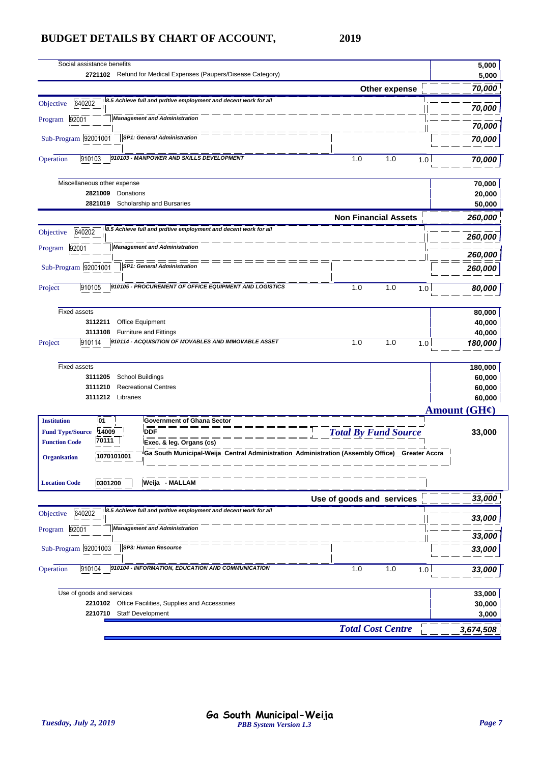# BUDGET DETAILS BY CHART OF ACCOUNT, 2019

| | | | | | Amount |
|---|---|---|---|---|---|
| Social assistance benefits | | | | | 5,000 |
| 2721102 Refund for Medical Expenses (Paupers/Disease Category) | | | | | 5,000 |
| | | | | **Other expense** | **70,000** |
| Objective 640202 | *8.5 Achieve full and prdtive employment and decent work for all* | | | | **70,000** |
| Program 92001 | *Management and Administration* | | | | **70,000** |
| Sub-Program 92001001 | *SP1: General Administration* | | | | **70,000** |
| Operation 910103 | *910103 - MANPOWER AND SKILLS DEVELOPMENT* | 1.0 | 1.0 | 1.0 | **70,000** |
| Miscellaneous other expense | | | | | 70,000 |
| 2821009 Donations | | | | | 20,000 |
| 2821019 Scholarship and Bursaries | | | | | 50,000 |
| | | | | **Non Financial Assets** | **260,000** |
| Objective 640202 | *8.5 Achieve full and prdtive employment and decent work for all* | | | | **260,000** |
| Program 92001 | *Management and Administration* | | | | **260,000** |
| Sub-Program 92001001 | *SP1: General Administration* | | | | **260,000** |
| Project 910105 | *910105 - PROCUREMENT OF OFFICE EQUIPMENT AND LOGISTICS* | 1.0 | 1.0 | 1.0 | **80,000** |
| Fixed assets | | | | | 80,000 |
| 3112211 Office Equipment | | | | | 40,000 |
| 3113108 Furniture and Fittings | | | | | 40,000 |
| Project 910114 | *910114 - ACQUISITION OF MOVABLES AND IMMOVABLE ASSET* | 1.0 | 1.0 | 1.0 | **180,000** |
| Fixed assets | | | | | 180,000 |
| 3111205 School Buildings | | | | | 60,000 |
| 3111210 Recreational Centres | | | | | 60,000 |
| 3111212 Libraries | | | | | 60,000 |

| | | | **Amount (GH¢)** |
|---|---|---|---|
| **Institution** | 01 | Government of Ghana Sector | |
| **Fund Type/Source** | 14009 | DDF | ***Total By Fund Source*** 33,000 |
| **Function Code** | 70111 | Exec. & leg. Organs (cs) | |
| **Organisation** | 1070101001 | Ga South Municipal-Weija_Central Administration_Administration (Assembly Office)__Greater Accra | |
| **Location Code** | 0301200 | Weija - MALLAM | |

| | | | | | Amount |
|---|---|---|---|---|---|
| | | | | **Use of goods and services** | **33,000** |
| Objective 640202 | *8.5 Achieve full and prdtive employment and decent work for all* | | | | **33,000** |
| Program 92001 | *Management and Administration* | | | | **33,000** |
| Sub-Program 92001003 | *SP3: Human Resource* | | | | **33,000** |
| Operation 910104 | *910104 - INFORMATION, EDUCATION AND COMMUNICATION* | 1.0 | 1.0 | 1.0 | **33,000** |
| Use of goods and services | | | | | 33,000 |
| 2210102 Office Facilities, Supplies and Accessories | | | | | 30,000 |
| 2210710 Staff Development | | | | | 3,000 |
| | | | | ***Total Cost Centre*** | **3,674,508** |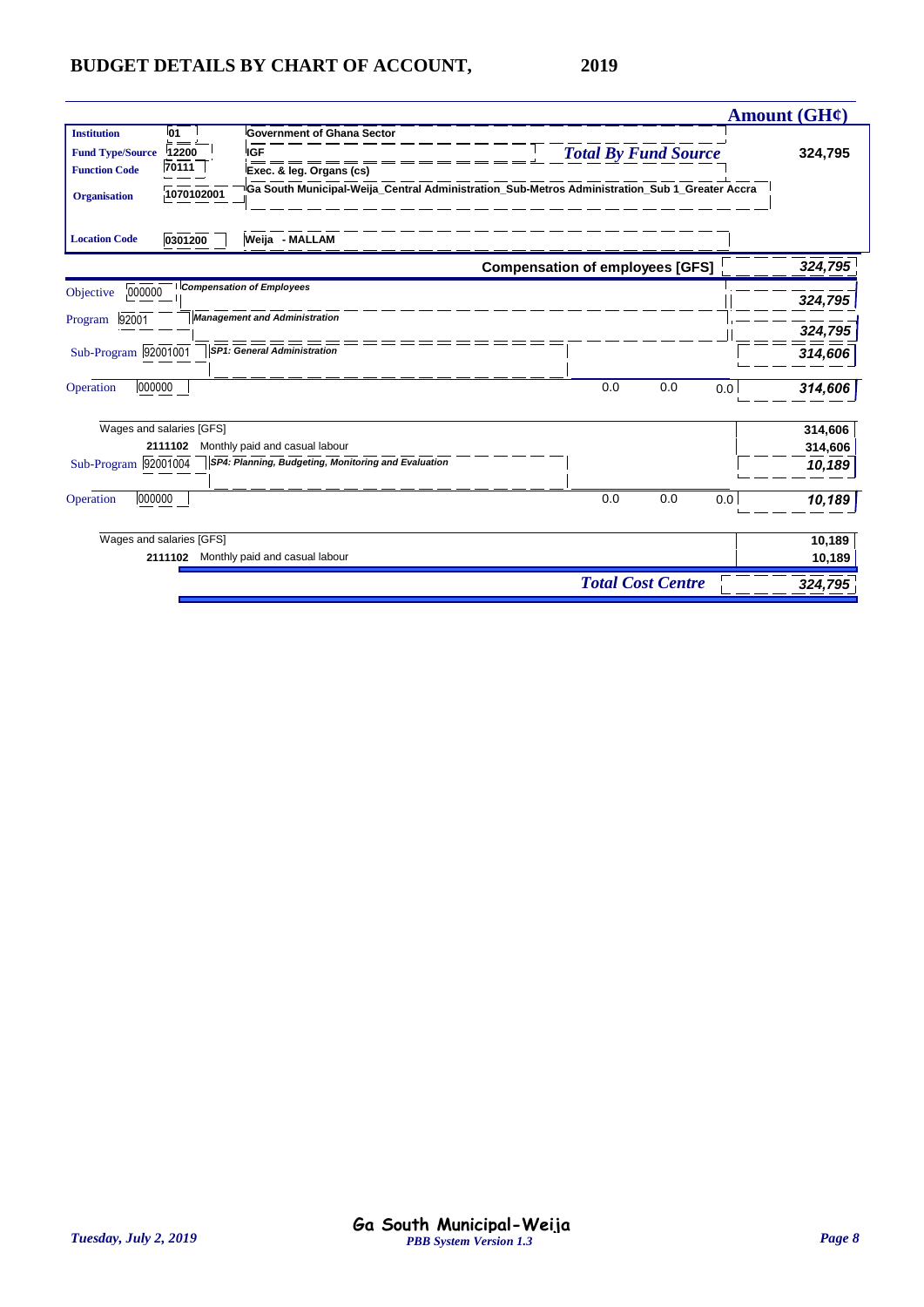# BUDGET DETAILS BY CHART OF ACCOUNT, 2019

| | | | Amount (GH¢) |
|---|---|---|---|
| **Institution** | 01 | Government of Ghana Sector | |
| **Fund Type/Source** | 12200 | IGF | ***Total By Fund Source*** 324,795 |
| **Function Code** | 70111 | Exec. & leg. Organs (cs) | |
| **Organisation** | 1070102001 | Ga South Municipal-Weija_Central Administration_Sub-Metros Administration_Sub 1_Greater Accra | |
| **Location Code** | 0301200 | Weija - MALLAM | |

| | | | | | | Amount (GH¢) |
|---|---|---|---|---|---|---|
| | | **Compensation of employees [GFS]** | | | | *324,795* |
| Objective | 000000 | *Compensation of Employees* | | | | *324,795* |
| Program | 92001 | *Management and Administration* | | | | *324,795* |
| Sub-Program | 92001001 | *SP1: General Administration* | | | | *314,606* |
| Operation | 000000 | | 0.0 | 0.0 | 0.0 | *314,606* |
| | | Wages and salaries [GFS] | | | | 314,606 |
| | 2111102 | Monthly paid and casual labour | | | | 314,606 |
| Sub-Program | 92001004 | *SP4: Planning, Budgeting, Monitoring and Evaluation* | | | | *10,189* |
| Operation | 000000 | | 0.0 | 0.0 | 0.0 | *10,189* |
| | | Wages and salaries [GFS] | | | | 10,189 |
| | 2111102 | Monthly paid and casual labour | | | | 10,189 |
| | | ***Total Cost Centre*** | | | | *324,795* |

*Tuesday, July 2, 2019* — Ga South Municipal-Weija — *PBB System Version 1.3*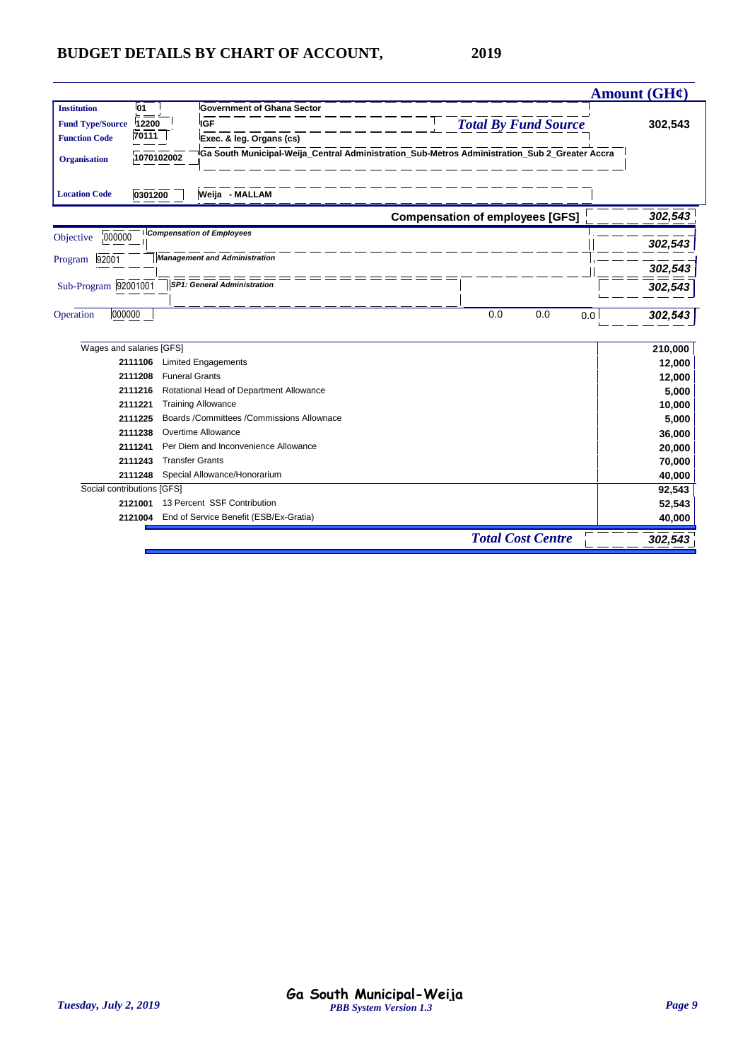# BUDGET DETAILS BY CHART OF ACCOUNT, 2019

| | | | Amount (GH¢) |
|---|---|---|---|
| **Institution** | 01 | Government of Ghana Sector | |
| **Fund Type/Source** | 12200 | IGF | *Total By Fund Source* **302,543** |
| **Function Code** | 70111 | Exec. & leg. Organs (cs) | |
| **Organisation** | 1070102002 | Ga South Municipal-Weija_Central Administration_Sub-Metros Administration_Sub 2_Greater Accra | |
| **Location Code** | 0301200 | Weija - MALLAM | |

| | | | Amount (GH¢) |
|---|---|---|---|
| | | **Compensation of employees [GFS]** | ***302,543*** |
| Objective | 000000 | *Compensation of Employees* | ***302,543*** |
| Program | 92001 | *Management and Administration* | ***302,543*** |
| Sub-Program | 92001001 | *SP1: General Administration* | ***302,543*** |
| Operation | 000000 | 0.0 0.0 0.0 | ***302,543*** |

| Code | Description | Amount |
|---|---|---|
| | Wages and salaries [GFS] | **210,000** |
| **2111106** | Limited Engagements | **12,000** |
| **2111208** | Funeral Grants | **12,000** |
| **2111216** | Rotational Head of Department Allowance | **5,000** |
| **2111221** | Training Allowance | **10,000** |
| **2111225** | Boards /Committees /Commissions Allownace | **5,000** |
| **2111238** | Overtime Allowance | **36,000** |
| **2111241** | Per Diem and Inconvenience Allowance | **20,000** |
| **2111243** | Transfer Grants | **70,000** |
| **2111248** | Special Allowance/Honorarium | **40,000** |
| | Social contributions [GFS] | **92,543** |
| **2121001** | 13 Percent SSF Contribution | **52,543** |
| **2121004** | End of Service Benefit (ESB/Ex-Gratia) | **40,000** |
| | ***Total Cost Centre*** | ***302,543*** |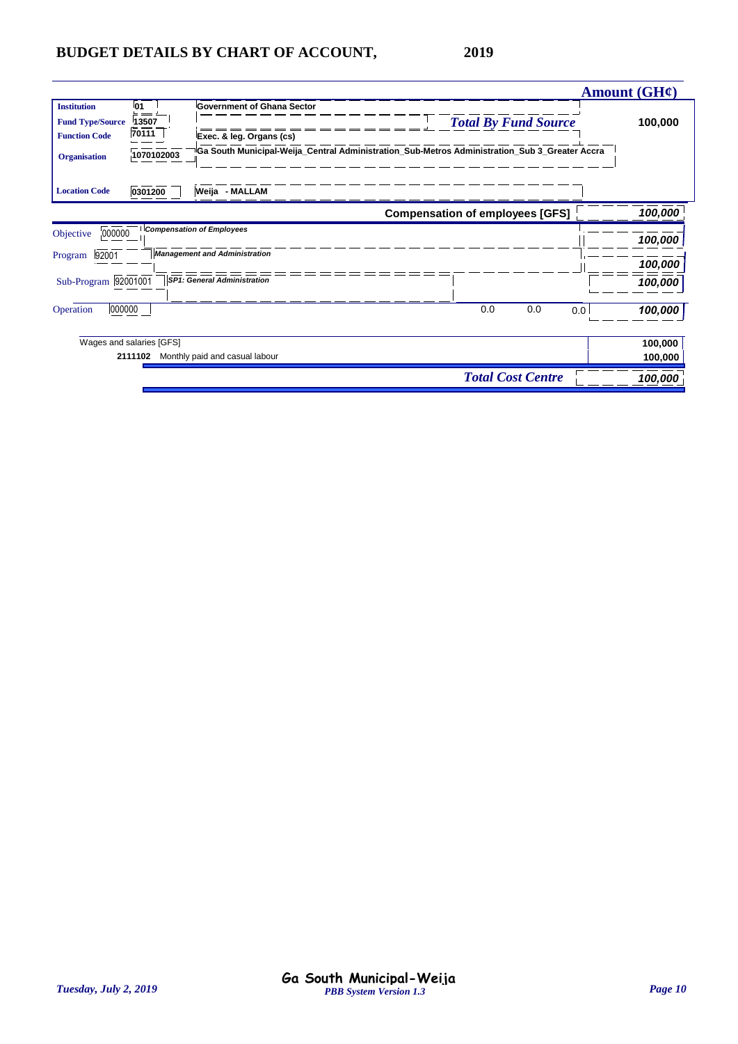## BUDGET DETAILS BY CHART OF ACCOUNT, 2019

| | | | Amount (GH¢) |
|---|---|---|---|
| **Institution** | 01 | Government of Ghana Sector | |
| **Fund Type/Source** | 13507 | *Total By Fund Source* | 100,000 |
| **Function Code** | 70111 | Exec. & leg. Organs (cs) | |
| **Organisation** | 1070102003 | Ga South Municipal-Weija_Central Administration_Sub-Metros Administration_Sub 3_Greater Accra | |
| **Location Code** | 0301200 | Weija - MALLAM | |

| | | | | | | Amount (GH¢) |
|---|---|---|---|---|---|---|
| | | **Compensation of employees [GFS]** | | | | *100,000* |
| Objective | 000000 | *Compensation of Employees* | | | | *100,000* |
| Program | 92001 | *Management and Administration* | | | | *100,000* |
| Sub-Program | 92001001 | *SP1: General Administration* | | | | *100,000* |
| Operation | 000000 | | 0.0 | 0.0 | 0.0 | *100,000* |
| Wages and salaries [GFS] | | | | | | 100,000 |
| 2111102 | | Monthly paid and casual labour | | | | 100,000 |
| | | *Total Cost Centre* | | | | *100,000* |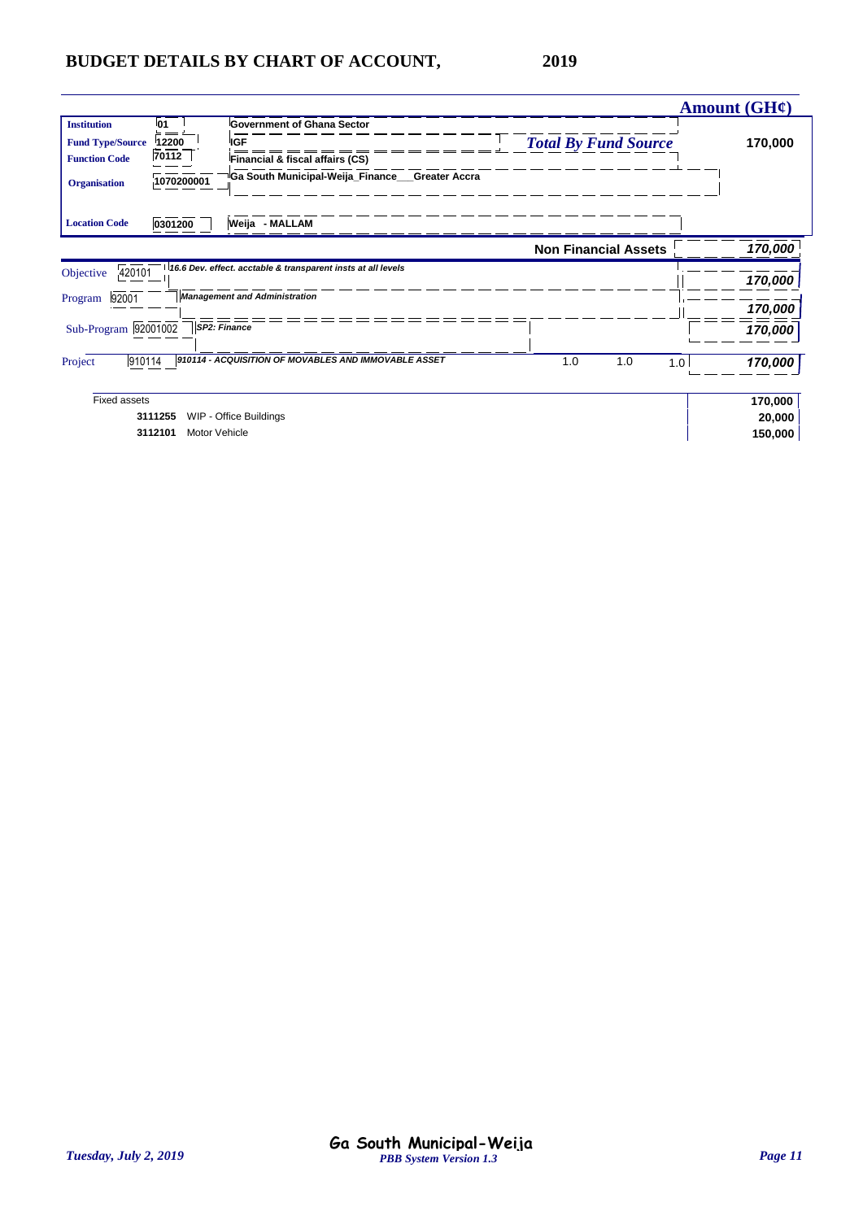# BUDGET DETAILS BY CHART OF ACCOUNT, 2019

| | | | | Amount (GH¢) |
|---|---|---|---|---|
| **Institution** | 01 | Government of Ghana Sector | | |
| **Fund Type/Source** | 12200 | IGF | *Total By Fund Source* | 170,000 |
| **Function Code** | 70112 | Financial & fiscal affairs (CS) | | |
| **Organisation** | 1070200001 | Ga South Municipal-Weija_Finance___Greater Accra | | |
| **Location Code** | 0301200 | Weija - MALLAM | | |

| | | | | | | |
|---|---|---|---|---|---|---|
| | | **Non Financial Assets** | | | | *170,000* |
| Objective | 420101 | *16.6 Dev. effect. acctable & transparent insts at all levels* | | | | *170,000* |
| Program | 92001 | *Management and Administration* | | | | *170,000* |
| Sub-Program | 92001002 | *SP2: Finance* | | | | *170,000* |
| Project | 910114 | *910114 - ACQUISITION OF MOVABLES AND IMMOVABLE ASSET* | 1.0 | 1.0 | 1.0 | *170,000* |

| | | |
|---|---|---|
| Fixed assets | | **170,000** |
| **3111255** | WIP - Office Buildings | **20,000** |
| **3112101** | Motor Vehicle | **150,000** |

**Ga South Municipal-Weija**

*PBB System Version 1.3*

*Tuesday, July 2, 2019*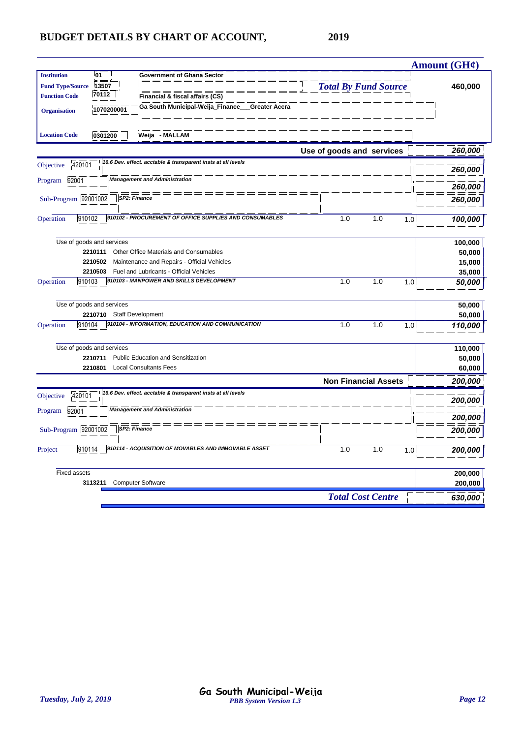# BUDGET DETAILS BY CHART OF ACCOUNT, 2019

| | | | | | | Amount (GH¢) |
|---|---|---|---|---|---|---|
| **Institution** | 01 | Government of Ghana Sector | | | | |
| **Fund Type/Source** | 13507 | | *Total By Fund Source* | | | 460,000 |
| **Function Code** | 70112 | Financial & fiscal affairs (CS) | | | | |
| **Organisation** | 1070200001 | Ga South Municipal-Weija_Finance___Greater Accra | | | | |
| **Location Code** | 0301200 | Weija - MALLAM | | | | |
| | | | **Use of goods and services** | | | *260,000* |
| Objective | 420101 | *16.6 Dev. effect. acctable & transparent insts at all levels* | | | | *260,000* |
| Program | 92001 | *Management and Administration* | | | | *260,000* |
| Sub-Program | 92001002 | *SP2: Finance* | | | | *260,000* |
| Operation | 910102 | *910102 - PROCUREMENT OF OFFICE SUPPLIES AND CONSUMABLES* | 1.0 | 1.0 | 1.0 | *100,000* |
| Use of goods and services | | | | | | 100,000 |
| | 2210111 | Other Office Materials and Consumables | | | | 50,000 |
| | 2210502 | Maintenance and Repairs - Official Vehicles | | | | 15,000 |
| | 2210503 | Fuel and Lubricants - Official Vehicles | | | | 35,000 |
| Operation | 910103 | *910103 - MANPOWER AND SKILLS DEVELOPMENT* | 1.0 | 1.0 | 1.0 | *50,000* |
| Use of goods and services | | | | | | 50,000 |
| | 2210710 | Staff Development | | | | 50,000 |
| Operation | 910104 | *910104 - INFORMATION, EDUCATION AND COMMUNICATION* | 1.0 | 1.0 | 1.0 | *110,000* |
| Use of goods and services | | | | | | 110,000 |
| | 2210711 | Public Education and Sensitization | | | | 50,000 |
| | 2210801 | Local Consultants Fees | | | | 60,000 |
| | | | **Non Financial Assets** | | | *200,000* |
| Objective | 420101 | *16.6 Dev. effect. acctable & transparent insts at all levels* | | | | *200,000* |
| Program | 92001 | *Management and Administration* | | | | *200,000* |
| Sub-Program | 92001002 | *SP2: Finance* | | | | *200,000* |
| Project | 910114 | *910114 - ACQUISITION OF MOVABLES AND IMMOVABLE ASSET* | 1.0 | 1.0 | 1.0 | *200,000* |
| Fixed assets | | | | | | 200,000 |
| | 3113211 | Computer Software | | | | 200,000 |
| | | | *Total Cost Centre* | | | *630,000* |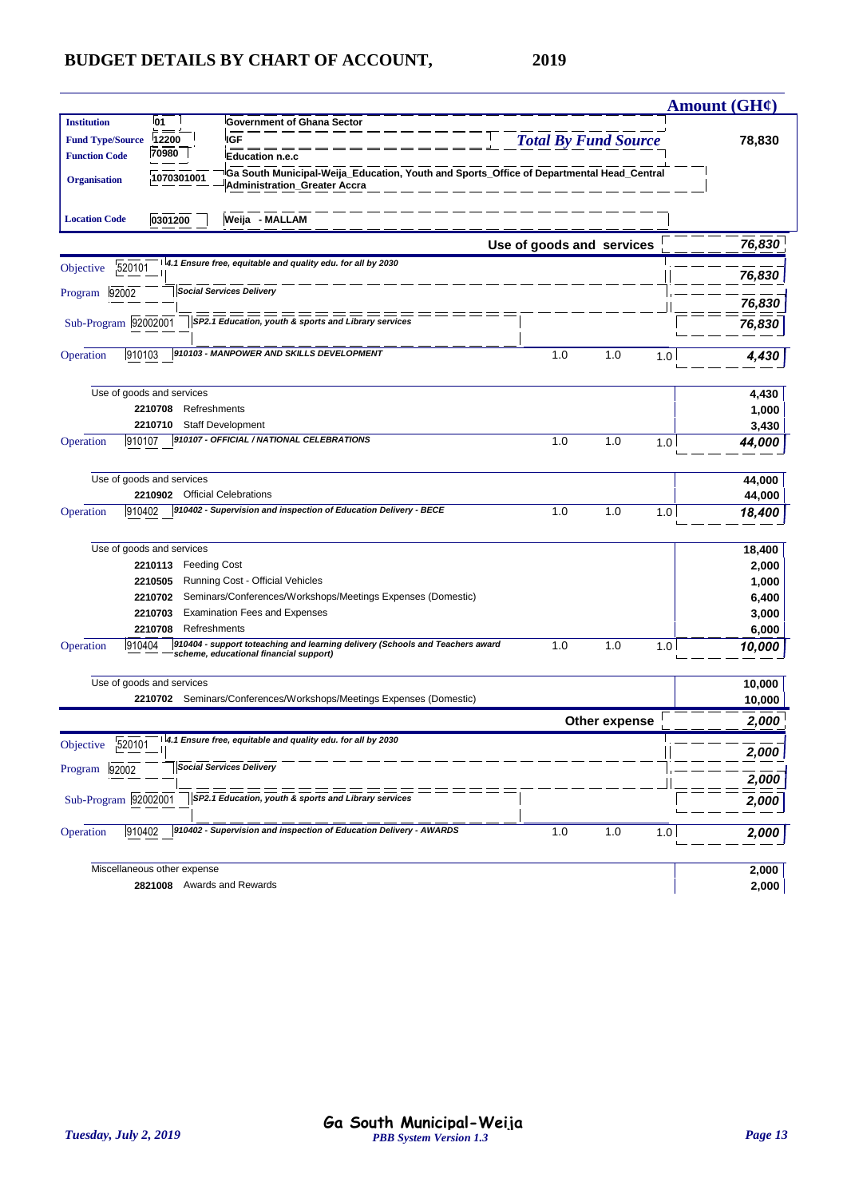# BUDGET DETAILS BY CHART OF ACCOUNT, 2019

| | | | | | | Amount (GH¢) |
|---|---|---|---|---|---|---|
| **Institution** | 01 | Government of Ghana Sector | | | | |
| **Fund Type/Source** | 12200 | IGF | *Total By Fund Source* | | | **78,830** |
| **Function Code** | 70980 | Education n.e.c | | | | |
| **Organisation** | 1070301001 | Ga South Municipal-Weija_Education, Youth and Sports_Office of Departmental Head_Central Administration_Greater Accra | | | | |
| **Location Code** | 0301200 | Weija - MALLAM | | | | |
| | | | **Use of goods and services** | | | ***76,830*** |
| Objective | 520101 | *4.1 Ensure free, equitable and quality edu. for all by 2030* | | | | ***76,830*** |
| Program | 92002 | *Social Services Delivery* | | | | ***76,830*** |
| Sub-Program | 92002001 | *SP2.1 Education, youth & sports and Library services* | | | | ***76,830*** |
| Operation | 910103 | *910103 - MANPOWER AND SKILLS DEVELOPMENT* | 1.0 | 1.0 | 1.0 | ***4,430*** |
| Use of goods and services | | | | | | **4,430** |
| | 2210708 | Refreshments | | | | **1,000** |
| | 2210710 | Staff Development | | | | **3,430** |
| Operation | 910107 | *910107 - OFFICIAL / NATIONAL CELEBRATIONS* | 1.0 | 1.0 | 1.0 | ***44,000*** |
| Use of goods and services | | | | | | **44,000** |
| | 2210902 | Official Celebrations | | | | **44,000** |
| Operation | 910402 | *910402 - Supervision and inspection of Education Delivery - BECE* | 1.0 | 1.0 | 1.0 | ***18,400*** |
| Use of goods and services | | | | | | **18,400** |
| | 2210113 | Feeding Cost | | | | **2,000** |
| | 2210505 | Running Cost - Official Vehicles | | | | **1,000** |
| | 2210702 | Seminars/Conferences/Workshops/Meetings Expenses (Domestic) | | | | **6,400** |
| | 2210703 | Examination Fees and Expenses | | | | **3,000** |
| | 2210708 | Refreshments | | | | **6,000** |
| Operation | 910404 | *910404 - support toteaching and learning delivery (Schools and Teachers award scheme, educational financial support)* | 1.0 | 1.0 | 1.0 | ***10,000*** |
| Use of goods and services | | | | | | **10,000** |
| | 2210702 | Seminars/Conferences/Workshops/Meetings Expenses (Domestic) | | | | **10,000** |
| | | | **Other expense** | | | ***2,000*** |
| Objective | 520101 | *4.1 Ensure free, equitable and quality edu. for all by 2030* | | | | ***2,000*** |
| Program | 92002 | *Social Services Delivery* | | | | ***2,000*** |
| Sub-Program | 92002001 | *SP2.1 Education, youth & sports and Library services* | | | | ***2,000*** |
| Operation | 910402 | *910402 - Supervision and inspection of Education Delivery - AWARDS* | 1.0 | 1.0 | 1.0 | ***2,000*** |
| Miscellaneous other expense | | | | | | **2,000** |
| | 2821008 | Awards and Rewards | | | | **2,000** |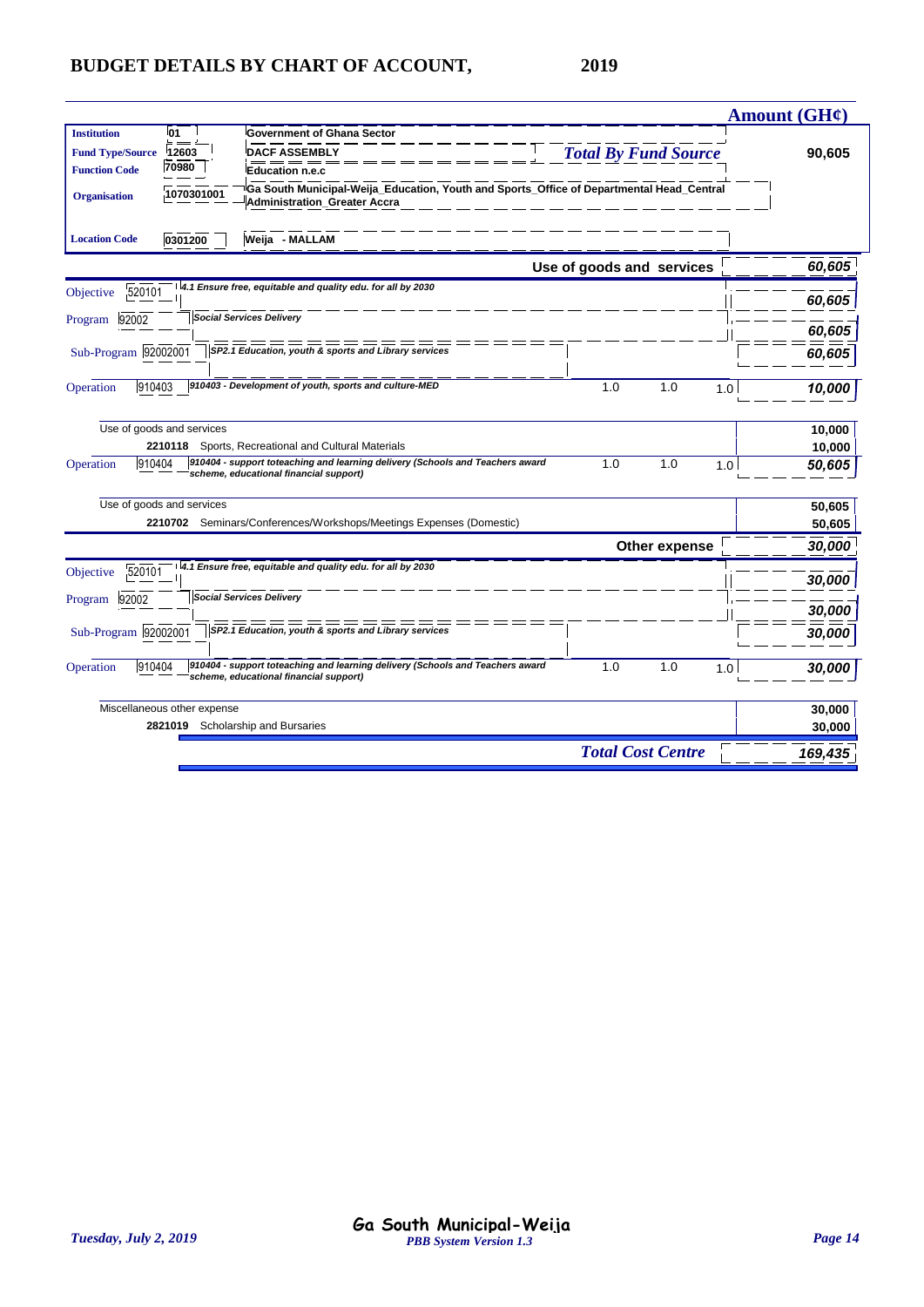# BUDGET DETAILS BY CHART OF ACCOUNT, 2019

| | | | Amount (GH¢) |
|---|---|---|---|
| **Institution** | 01 | Government of Ghana Sector | |
| **Fund Type/Source** | 12603 | DACF ASSEMBLY | *Total By Fund Source* 90,605 |
| **Function Code** | 70980 | Education n.e.c | |
| **Organisation** | 1070301001 | Ga South Municipal-Weija_Education, Youth and Sports_Office of Departmental Head_Central Administration_Greater Accra | |
| **Location Code** | 0301200 | Weija - MALLAM | |

| | | | | | Amount (GH¢) |
|---|---|---|---|---|---|
| | **Use of goods and services** | | | | **60,605** |
| Objective 520101 | *4.1 Ensure free, equitable and quality edu. for all by 2030* | | | | *60,605* |
| Program 92002 | *Social Services Delivery* | | | | *60,605* |
| Sub-Program 92002001 | *SP2.1 Education, youth & sports and Library services* | | | | *60,605* |
| Operation 910403 | *910403 - Development of youth, sports and culture-MED* | 1.0 | 1.0 | 1.0 | *10,000* |
| | Use of goods and services | | | | 10,000 |
| | 2210118 Sports, Recreational and Cultural Materials | | | | 10,000 |
| Operation 910404 | *910404 - support toteaching and learning delivery (Schools and Teachers award scheme, educational financial support)* | 1.0 | 1.0 | 1.0 | *50,605* |
| | Use of goods and services | | | | 50,605 |
| | 2210702 Seminars/Conferences/Workshops/Meetings Expenses (Domestic) | | | | 50,605 |
| | **Other expense** | | | | **30,000** |
| Objective 520101 | *4.1 Ensure free, equitable and quality edu. for all by 2030* | | | | *30,000* |
| Program 92002 | *Social Services Delivery* | | | | *30,000* |
| Sub-Program 92002001 | *SP2.1 Education, youth & sports and Library services* | | | | *30,000* |
| Operation 910404 | *910404 - support toteaching and learning delivery (Schools and Teachers award scheme, educational financial support)* | 1.0 | 1.0 | 1.0 | *30,000* |
| | Miscellaneous other expense | | | | 30,000 |
| | 2821019 Scholarship and Bursaries | | | | 30,000 |
| | ***Total Cost Centre*** | | | | ***169,435*** |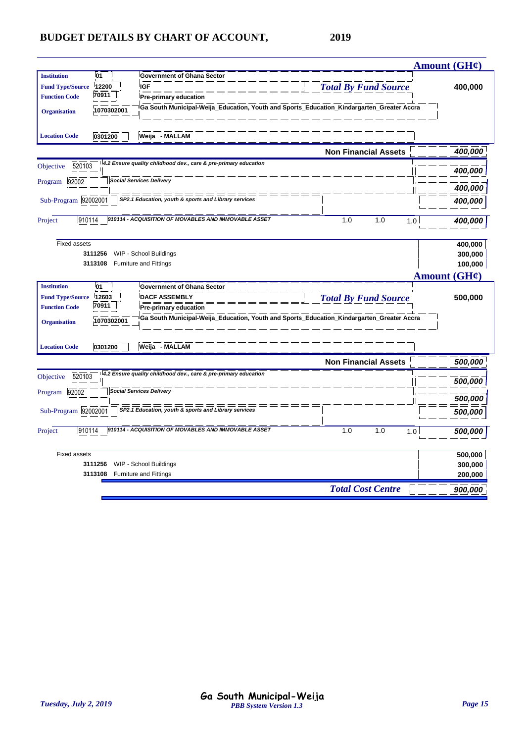# BUDGET DETAILS BY CHART OF ACCOUNT, 2019

**Amount (GH¢)**

| | | | | |
|---|---|---|---|---|
| **Institution** | 01 | Government of Ghana Sector | | |
| **Fund Type/Source** | 12200 | IGF | *Total By Fund Source* | 400,000 |
| **Function Code** | 70911 | Pre-primary education | | |
| **Organisation** | 1070302001 | Ga South Municipal-Weija_Education, Youth and Sports_Education_Kindargarten_Greater Accra | | |
| **Location Code** | 0301200 | Weija - MALLAM | | |

| | | | | | | |
|---|---|---|---|---|---|---|
| | | **Non Financial Assets** | | | | *400,000* |
| Objective | 520103 | *4.2 Ensure quality childhood dev., care & pre-primary education* | | | | *400,000* |
| Program | 92002 | *Social Services Delivery* | | | | *400,000* |
| Sub-Program | 92002001 | *SP2.1 Education, youth & sports and Library services* | | | | *400,000* |
| Project | 910114 | *910114 - ACQUISITION OF MOVABLES AND IMMOVABLE ASSET* | 1.0 | 1.0 | 1.0 | *400,000* |

| | | |
|---|---|---|
| Fixed assets | | 400,000 |
| 3111256 | WIP - School Buildings | 300,000 |
| 3113108 | Furniture and Fittings | 100,000 |

**Amount (GH¢)**

| | | | | |
|---|---|---|---|---|
| **Institution** | 01 | Government of Ghana Sector | | |
| **Fund Type/Source** | 12603 | DACF ASSEMBLY | *Total By Fund Source* | 500,000 |
| **Function Code** | 70911 | Pre-primary education | | |
| **Organisation** | 1070302001 | Ga South Municipal-Weija_Education, Youth and Sports_Education_Kindargarten_Greater Accra | | |
| **Location Code** | 0301200 | Weija - MALLAM | | |

| | | | | | | |
|---|---|---|---|---|---|---|
| | | **Non Financial Assets** | | | | *500,000* |
| Objective | 520103 | *4.2 Ensure quality childhood dev., care & pre-primary education* | | | | *500,000* |
| Program | 92002 | *Social Services Delivery* | | | | *500,000* |
| Sub-Program | 92002001 | *SP2.1 Education, youth & sports and Library services* | | | | *500,000* |
| Project | 910114 | *910114 - ACQUISITION OF MOVABLES AND IMMOVABLE ASSET* | 1.0 | 1.0 | 1.0 | *500,000* |

| | | |
|---|---|---|
| Fixed assets | | 500,000 |
| 3111256 | WIP - School Buildings | 300,000 |
| 3113108 | Furniture and Fittings | 200,000 |

***Total Cost Centre*** *900,000*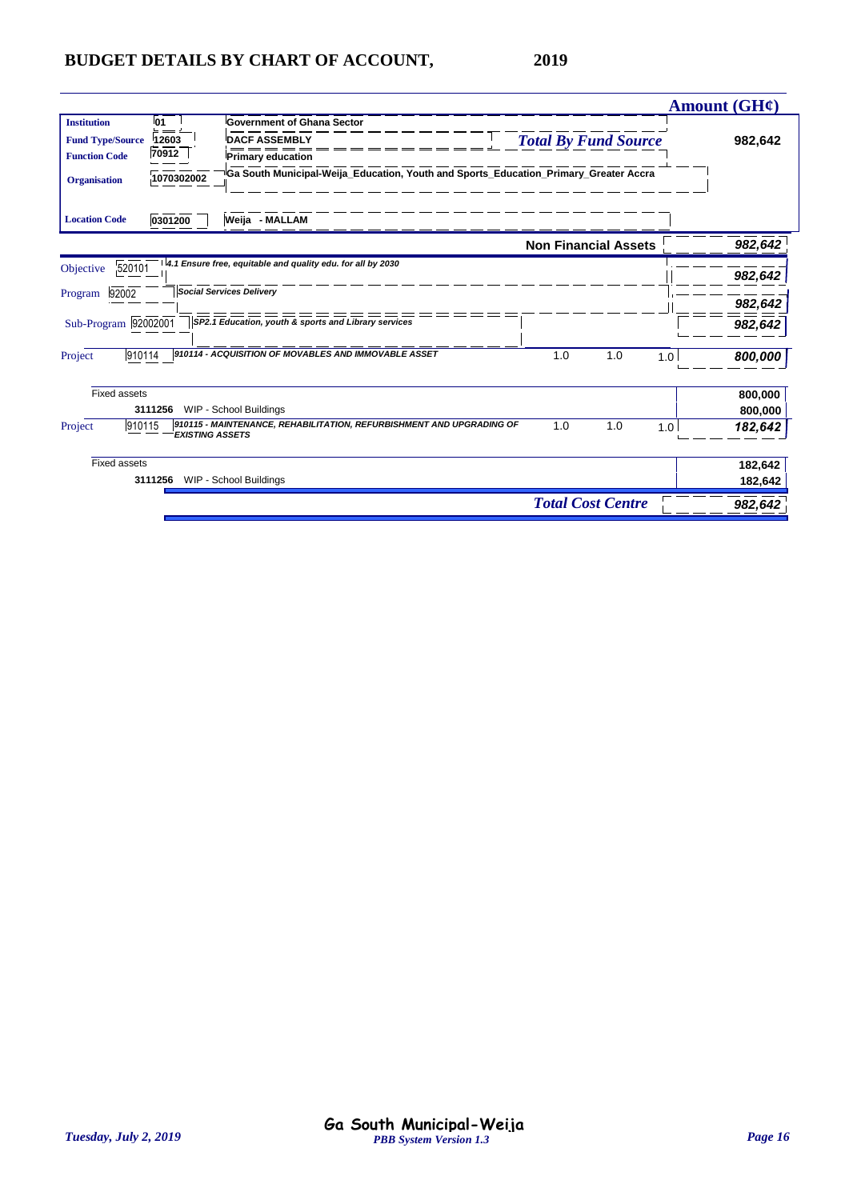# BUDGET DETAILS BY CHART OF ACCOUNT, 2019

| | | | Amount (GH¢) |
|---|---|---|---|
| **Institution** | 01 | Government of Ghana Sector | |
| **Fund Type/Source** | 12603 | DACF ASSEMBLY | ***Total By Fund Source*** 982,642 |
| **Function Code** | 70912 | Primary education | |
| **Organisation** | 1070302002 | Ga South Municipal-Weija_Education, Youth and Sports_Education_Primary_Greater Accra | |
| **Location Code** | 0301200 | Weija - MALLAM | |

| | | | | | | Amount (GH¢) |
|---|---|---|---|---|---|---|
| | | **Non Financial Assets** | | | | *982,642* |
| Objective | 520101 | *4.1 Ensure free, equitable and quality edu. for all by 2030* | | | | *982,642* |
| Program | 92002 | *Social Services Delivery* | | | | *982,642* |
| Sub-Program | 92002001 | *SP2.1 Education, youth & sports and Library services* | | | | *982,642* |
| Project | 910114 | *910114 - ACQUISITION OF MOVABLES AND IMMOVABLE ASSET* | 1.0 | 1.0 | 1.0 | *800,000* |
| Fixed assets | | | | | | 800,000 |
| | 3111256 | WIP - School Buildings | | | | 800,000 |
| Project | 910115 | *910115 - MAINTENANCE, REHABILITATION, REFURBISHMENT AND UPGRADING OF EXISTING ASSETS* | 1.0 | 1.0 | 1.0 | *182,642* |
| Fixed assets | | | | | | 182,642 |
| | 3111256 | WIP - School Buildings | | | | 182,642 |
| | | ***Total Cost Centre*** | | | | *982,642* |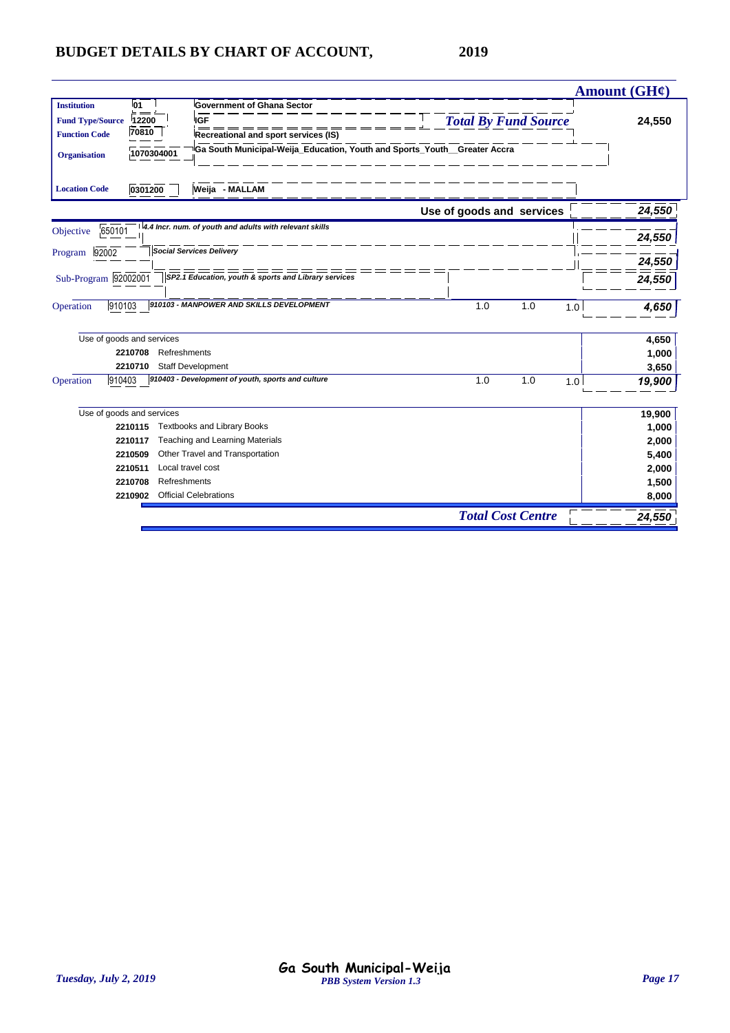# BUDGET DETAILS BY CHART OF ACCOUNT, 2019

| | | | Amount (GH¢) |
|---|---|---|---|
| **Institution** | 01 | Government of Ghana Sector | |
| **Fund Type/Source** | 12200 | IGF — *Total By Fund Source* | 24,550 |
| **Function Code** | 70810 | Recreational and sport services (IS) | |
| **Organisation** | 1070304001 | Ga South Municipal-Weija_Education, Youth and Sports_Youth__Greater Accra | |
| **Location Code** | 0301200 | Weija - MALLAM | |

| | | | | | | Amount (GH¢) |
|---|---|---|---|---|---|---|
| | | **Use of goods and services** | | | | *24,550* |
| Objective | 650101 | *4.4 Incr. num. of youth and adults with relevant skills* | | | | *24,550* |
| Program | 92002 | *Social Services Delivery* | | | | *24,550* |
| Sub-Program | 92002001 | *SP2.1 Education, youth & sports and Library services* | | | | *24,550* |
| Operation | 910103 | *910103 - MANPOWER AND SKILLS DEVELOPMENT* | 1.0 | 1.0 | 1.0 | *4,650* |
| | | Use of goods and services | | | | 4,650 |
| | 2210708 | Refreshments | | | | 1,000 |
| | 2210710 | Staff Development | | | | 3,650 |
| Operation | 910403 | *910403 - Development of youth, sports and culture* | 1.0 | 1.0 | 1.0 | *19,900* |
| | | Use of goods and services | | | | 19,900 |
| | 2210115 | Textbooks and Library Books | | | | 1,000 |
| | 2210117 | Teaching and Learning Materials | | | | 2,000 |
| | 2210509 | Other Travel and Transportation | | | | 5,400 |
| | 2210511 | Local travel cost | | | | 2,000 |
| | 2210708 | Refreshments | | | | 1,500 |
| | 2210902 | Official Celebrations | | | | 8,000 |
| | | ***Total Cost Centre*** | | | | *24,550* |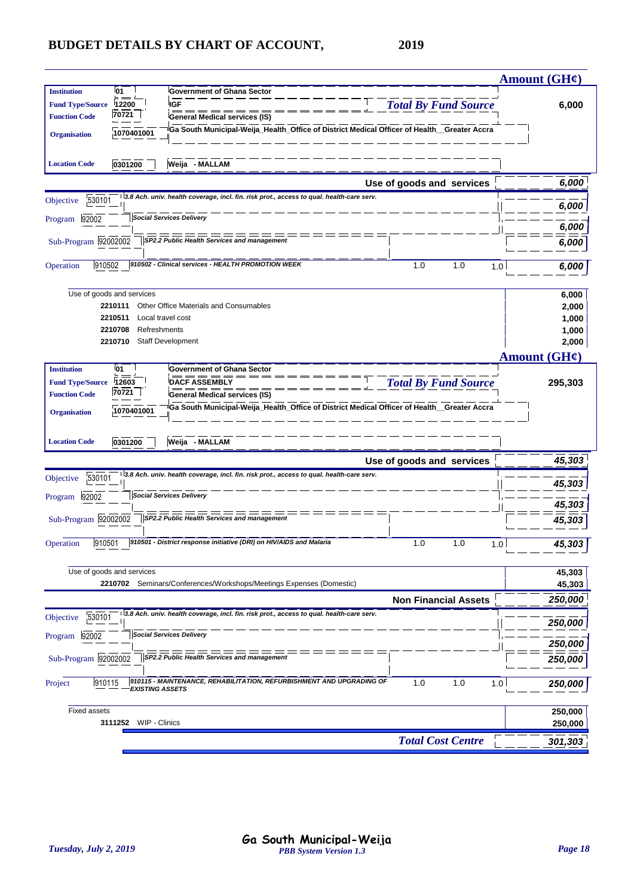# BUDGET DETAILS BY CHART OF ACCOUNT, 2019

**Amount (GH¢)**

| | | | |
|---|---|---|---|
| **Institution** | 01 | Government of Ghana Sector | |
| **Fund Type/Source** | 12200 | IGF | ***Total By Fund Source*** 6,000 |
| **Function Code** | 70721 | General Medical services (IS) | |
| **Organisation** | 1070401001 | Ga South Municipal-Weija_Health_Office of District Medical Officer of Health__Greater Accra | |
| **Location Code** | 0301200 | Weija - MALLAM | |

| | | | | | | |
|---|---|---|---|---|---|---|
| | | **Use of goods and services** | | | | *6,000* |
| Objective | 530101 | *3.8 Ach. univ. health coverage, incl. fin. risk prot., access to qual. health-care serv.* | | | | *6,000* |
| Program | 92002 | *Social Services Delivery* | | | | *6,000* |
| Sub-Program | 92002002 | *SP2.2 Public Health Services and management* | | | | *6,000* |
| Operation | 910502 | *910502 - Clinical services - HEALTH PROMOTION WEEK* | 1.0 | 1.0 | 1.0 | *6,000* |

| | | |
|---|---|---|
| Use of goods and services | | 6,000 |
| 2210111 | Other Office Materials and Consumables | 2,000 |
| 2210511 | Local travel cost | 1,000 |
| 2210708 | Refreshments | 1,000 |
| 2210710 | Staff Development | 2,000 |

**Amount (GH¢)**

| | | | |
|---|---|---|---|
| **Institution** | 01 | Government of Ghana Sector | |
| **Fund Type/Source** | 12603 | DACF ASSEMBLY | ***Total By Fund Source*** 295,303 |
| **Function Code** | 70721 | General Medical services (IS) | |
| **Organisation** | 1070401001 | Ga South Municipal-Weija_Health_Office of District Medical Officer of Health__Greater Accra | |
| **Location Code** | 0301200 | Weija - MALLAM | |

| | | | | | | |
|---|---|---|---|---|---|---|
| | | **Use of goods and services** | | | | *45,303* |
| Objective | 530101 | *3.8 Ach. univ. health coverage, incl. fin. risk prot., access to qual. health-care serv.* | | | | *45,303* |
| Program | 92002 | *Social Services Delivery* | | | | *45,303* |
| Sub-Program | 92002002 | *SP2.2 Public Health Services and management* | | | | *45,303* |
| Operation | 910501 | *910501 - District response initiative (DRI) on HIV/AIDS and Malaria* | 1.0 | 1.0 | 1.0 | *45,303* |

| | | |
|---|---|---|
| Use of goods and services | | 45,303 |
| 2210702 | Seminars/Conferences/Workshops/Meetings Expenses (Domestic) | 45,303 |

| | | | | | | |
|---|---|---|---|---|---|---|
| | | **Non Financial Assets** | | | | *250,000* |
| Objective | 530101 | *3.8 Ach. univ. health coverage, incl. fin. risk prot., access to qual. health-care serv.* | | | | *250,000* |
| Program | 92002 | *Social Services Delivery* | | | | *250,000* |
| Sub-Program | 92002002 | *SP2.2 Public Health Services and management* | | | | *250,000* |
| Project | 910115 | *910115 - MAINTENANCE, REHABILITATION, REFURBISHMENT AND UPGRADING OF EXISTING ASSETS* | 1.0 | 1.0 | 1.0 | *250,000* |

| | | |
|---|---|---|
| Fixed assets | | 250,000 |
| 3111252 | WIP - Clinics | 250,000 |

***Total Cost Centre*** *301,303*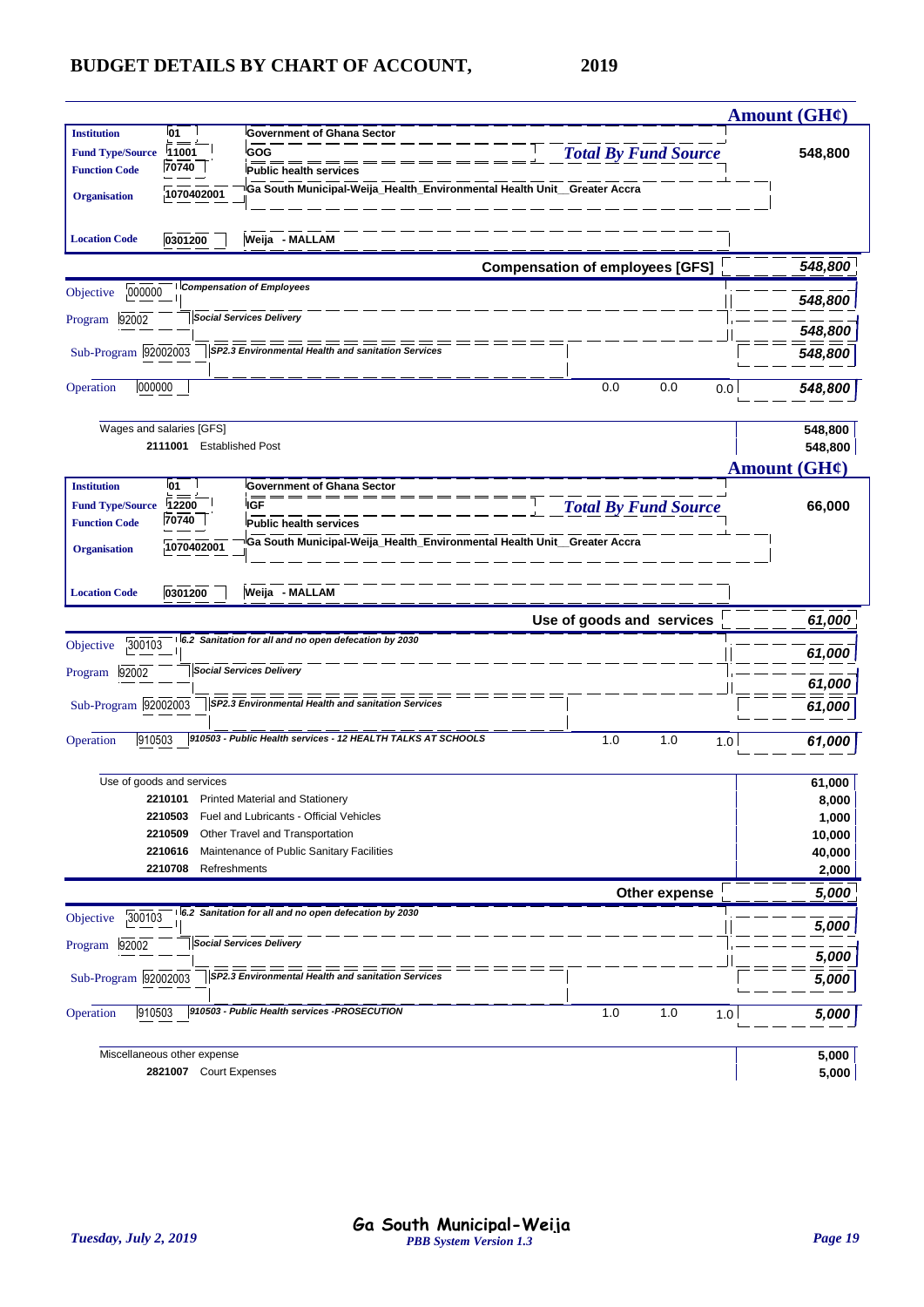# BUDGET DETAILS BY CHART OF ACCOUNT, 2019

**Amount (GH¢)**

| | | | |
|---|---|---|---|
| **Institution** | 01 | Government of Ghana Sector | |
| **Fund Type/Source** | 11001 | GOG | *Total By Fund Source* **548,800** |
| **Function Code** | 70740 | Public health services | |
| **Organisation** | 1070402001 | Ga South Municipal-Weija_Health_Environmental Health Unit__Greater Accra | |
| **Location Code** | 0301200 | Weija - MALLAM | |

**Compensation of employees [GFS]** — *548,800*

| | | | | | | |
|---|---|---|---|---|---|---|
| Objective | 000000 | *Compensation of Employees* | | | | *548,800* |
| Program | 92002 | *Social Services Delivery* | | | | *548,800* |
| Sub-Program | 92002003 | *SP2.3 Environmental Health and sanitation Services* | | | | *548,800* |
| Operation | 000000 | | 0.0 | 0.0 | 0.0 | *548,800* |

| | |
|---|---|
| Wages and salaries [GFS] | 548,800 |
| 2111001 Established Post | 548,800 |

**Amount (GH¢)**

| | | | |
|---|---|---|---|
| **Institution** | 01 | Government of Ghana Sector | |
| **Fund Type/Source** | 12200 | IGF | *Total By Fund Source* **66,000** |
| **Function Code** | 70740 | Public health services | |
| **Organisation** | 1070402001 | Ga South Municipal-Weija_Health_Environmental Health Unit__Greater Accra | |
| **Location Code** | 0301200 | Weija - MALLAM | |

**Use of goods and services** — *61,000*

| | | | | | | |
|---|---|---|---|---|---|---|
| Objective | 300103 | *6.2 Sanitation for all and no open defecation by 2030* | | | | *61,000* |
| Program | 92002 | *Social Services Delivery* | | | | *61,000* |
| Sub-Program | 92002003 | *SP2.3 Environmental Health and sanitation Services* | | | | *61,000* |
| Operation | 910503 | *910503 - Public Health services - 12 HEALTH TALKS AT SCHOOLS* | 1.0 | 1.0 | 1.0 | *61,000* |

| | |
|---|---|
| Use of goods and services | 61,000 |
| 2210101 Printed Material and Stationery | 8,000 |
| 2210503 Fuel and Lubricants - Official Vehicles | 1,000 |
| 2210509 Other Travel and Transportation | 10,000 |
| 2210616 Maintenance of Public Sanitary Facilities | 40,000 |
| 2210708 Refreshments | 2,000 |

**Other expense** — *5,000*

| | | | | | | |
|---|---|---|---|---|---|---|
| Objective | 300103 | *6.2 Sanitation for all and no open defecation by 2030* | | | | *5,000* |
| Program | 92002 | *Social Services Delivery* | | | | *5,000* |
| Sub-Program | 92002003 | *SP2.3 Environmental Health and sanitation Services* | | | | *5,000* |
| Operation | 910503 | *910503 - Public Health services -PROSECUTION* | 1.0 | 1.0 | 1.0 | *5,000* |

| | |
|---|---|
| Miscellaneous other expense | 5,000 |
| 2821007 Court Expenses | 5,000 |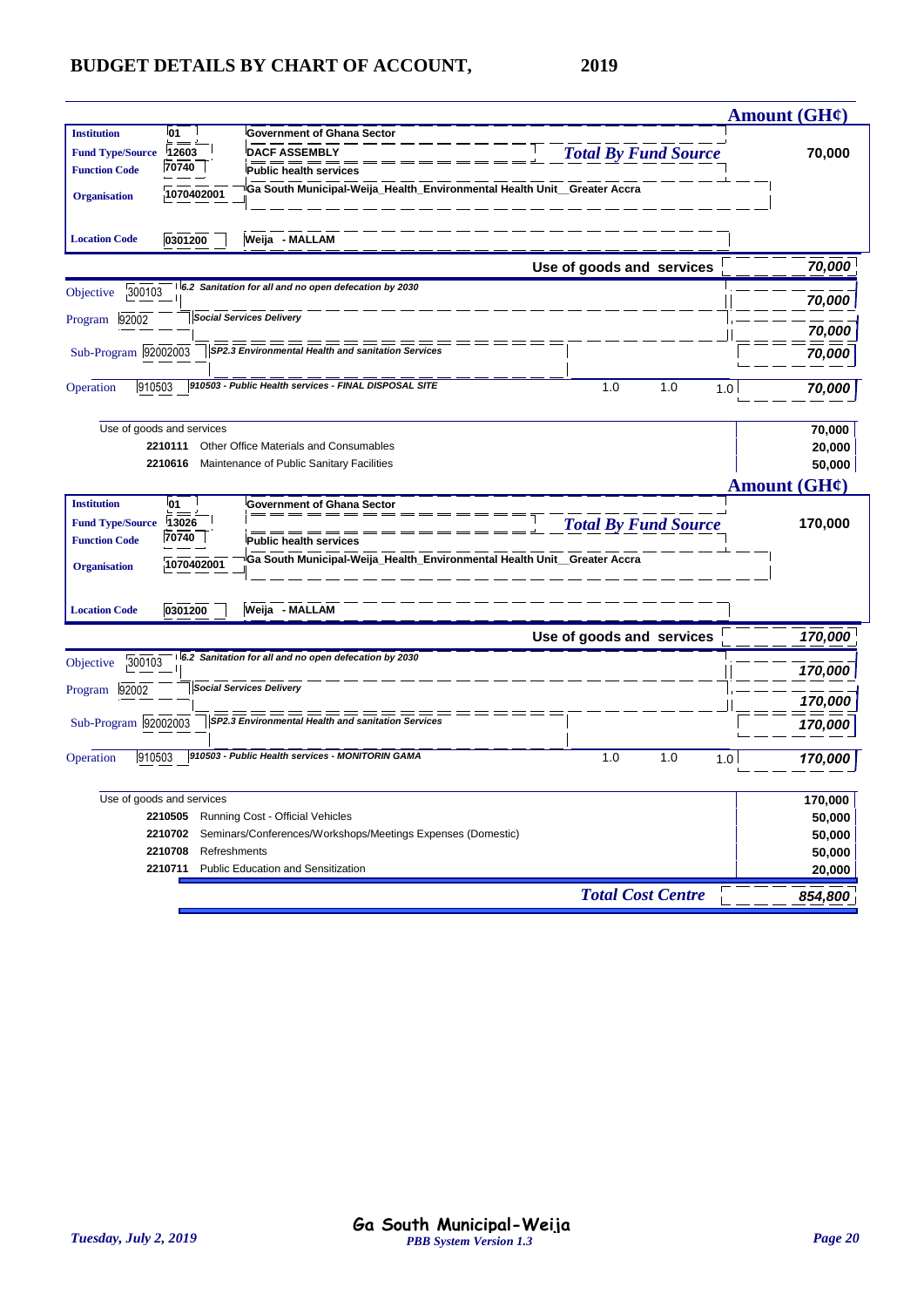# BUDGET DETAILS BY CHART OF ACCOUNT, 2019

| | | | Amount (GH¢) |
|---|---|---|---|
| **Institution** | 01 | Government of Ghana Sector | |
| **Fund Type/Source** | 12603 | DACF ASSEMBLY | *Total By Fund Source* 70,000 |
| **Function Code** | 70740 | Public health services | |
| **Organisation** | 1070402001 | Ga South Municipal-Weija_Health_Environmental Health Unit__Greater Accra | |
| **Location Code** | 0301200 | Weija - MALLAM | |

| | | | | | | Amount |
|---|---|---|---|---|---|---|
| | | **Use of goods and services** | | | | 70,000 |
| Objective | 300103 | *6.2 Sanitation for all and no open defecation by 2030* | | | | 70,000 |
| Program | 92002 | *Social Services Delivery* | | | | 70,000 |
| Sub-Program | 92002003 | *SP2.3 Environmental Health and sanitation Services* | | | | 70,000 |
| Operation | 910503 | *910503 - Public Health services - FINAL DISPOSAL SITE* | 1.0 | 1.0 | 1.0 | 70,000 |
| | | Use of goods and services | | | | 70,000 |
| | 2210111 | Other Office Materials and Consumables | | | | 20,000 |
| | 2210616 | Maintenance of Public Sanitary Facilities | | | | 50,000 |

| | | | Amount (GH¢) |
|---|---|---|---|
| **Institution** | 01 | Government of Ghana Sector | |
| **Fund Type/Source** | 13026 | | *Total By Fund Source* 170,000 |
| **Function Code** | 70740 | Public health services | |
| **Organisation** | 1070402001 | Ga South Municipal-Weija_Health_Environmental Health Unit__Greater Accra | |
| **Location Code** | 0301200 | Weija - MALLAM | |

| | | | | | | Amount |
|---|---|---|---|---|---|---|
| | | **Use of goods and services** | | | | 170,000 |
| Objective | 300103 | *6.2 Sanitation for all and no open defecation by 2030* | | | | 170,000 |
| Program | 92002 | *Social Services Delivery* | | | | 170,000 |
| Sub-Program | 92002003 | *SP2.3 Environmental Health and sanitation Services* | | | | 170,000 |
| Operation | 910503 | *910503 - Public Health services - MONITORIN GAMA* | 1.0 | 1.0 | 1.0 | 170,000 |
| | | Use of goods and services | | | | 170,000 |
| | 2210505 | Running Cost - Official Vehicles | | | | 50,000 |
| | 2210702 | Seminars/Conferences/Workshops/Meetings Expenses (Domestic) | | | | 50,000 |
| | 2210708 | Refreshments | | | | 50,000 |
| | 2210711 | Public Education and Sensitization | | | | 20,000 |
| | | ***Total Cost Centre*** | | | | **854,800** |

Ga South Municipal-Weija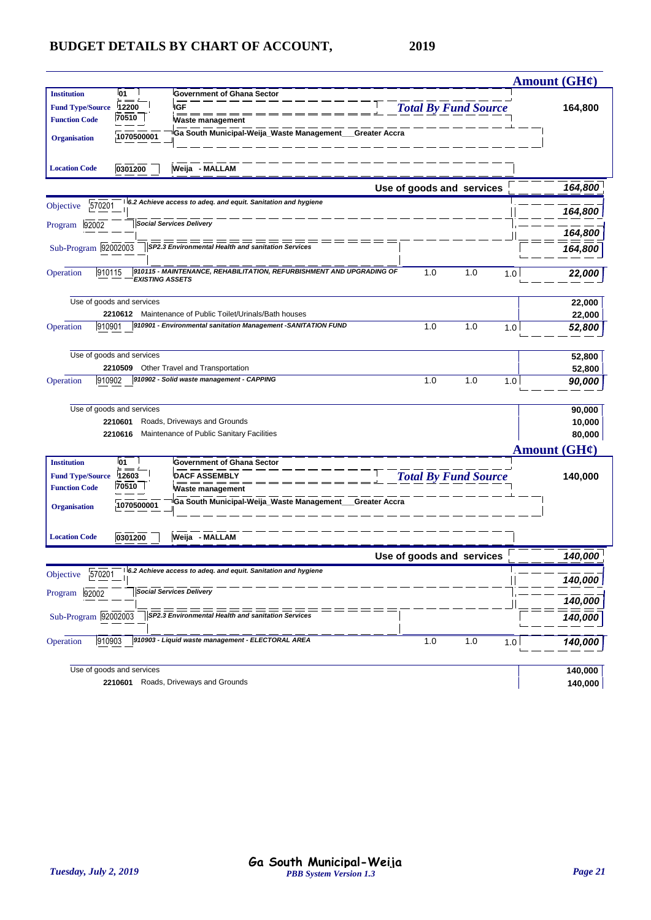# BUDGET DETAILS BY CHART OF ACCOUNT, 2019

| | | | | | | Amount (GH¢) |
|---|---|---|---|---|---|---|
| **Institution** | 01 | Government of Ghana Sector | | | | |
| **Fund Type/Source** | 12200 | IGF | *Total By Fund Source* | | | **164,800** |
| **Function Code** | 70510 | Waste management | | | | |
| **Organisation** | 1070500001 | Ga South Municipal-Weija_Waste Management___Greater Accra | | | | |
| **Location Code** | 0301200 | Weija - MALLAM | | | | |
| | | | **Use of goods and services** | | | ***164,800*** |
| Objective | 570201 | *6.2 Achieve access to adeq. and equit. Sanitation and hygiene* | | | | ***164,800*** |
| Program | 92002 | *Social Services Delivery* | | | | ***164,800*** |
| Sub-Program | 92002003 | *SP2.3 Environmental Health and sanitation Services* | | | | ***164,800*** |
| Operation | 910115 | *910115 - MAINTENANCE, REHABILITATION, REFURBISHMENT AND UPGRADING OF EXISTING ASSETS* | 1.0 | 1.0 | 1.0 | ***22,000*** |
| | | Use of goods and services | | | | **22,000** |
| | 2210612 | Maintenance of Public Toilet/Urinals/Bath houses | | | | **22,000** |
| Operation | 910901 | *910901 - Environmental sanitation Management -SANITATION FUND* | 1.0 | 1.0 | 1.0 | ***52,800*** |
| | | Use of goods and services | | | | **52,800** |
| | 2210509 | Other Travel and Transportation | | | | **52,800** |
| Operation | 910902 | *910902 - Solid waste management - CAPPING* | 1.0 | 1.0 | 1.0 | ***90,000*** |
| | | Use of goods and services | | | | **90,000** |
| | 2210601 | Roads, Driveways and Grounds | | | | **10,000** |
| | 2210616 | Maintenance of Public Sanitary Facilities | | | | **80,000** |

| | | | | | | Amount (GH¢) |
|---|---|---|---|---|---|---|
| **Institution** | 01 | Government of Ghana Sector | | | | |
| **Fund Type/Source** | 12603 | DACF ASSEMBLY | *Total By Fund Source* | | | **140,000** |
| **Function Code** | 70510 | Waste management | | | | |
| **Organisation** | 1070500001 | Ga South Municipal-Weija_Waste Management___Greater Accra | | | | |
| **Location Code** | 0301200 | Weija - MALLAM | | | | |
| | | | **Use of goods and services** | | | ***140,000*** |
| Objective | 570201 | *6.2 Achieve access to adeq. and equit. Sanitation and hygiene* | | | | ***140,000*** |
| Program | 92002 | *Social Services Delivery* | | | | ***140,000*** |
| Sub-Program | 92002003 | *SP2.3 Environmental Health and sanitation Services* | | | | ***140,000*** |
| Operation | 910903 | *910903 - Liquid waste management - ELECTORAL AREA* | 1.0 | 1.0 | 1.0 | ***140,000*** |
| | | Use of goods and services | | | | **140,000** |
| | 2210601 | Roads, Driveways and Grounds | | | | **140,000** |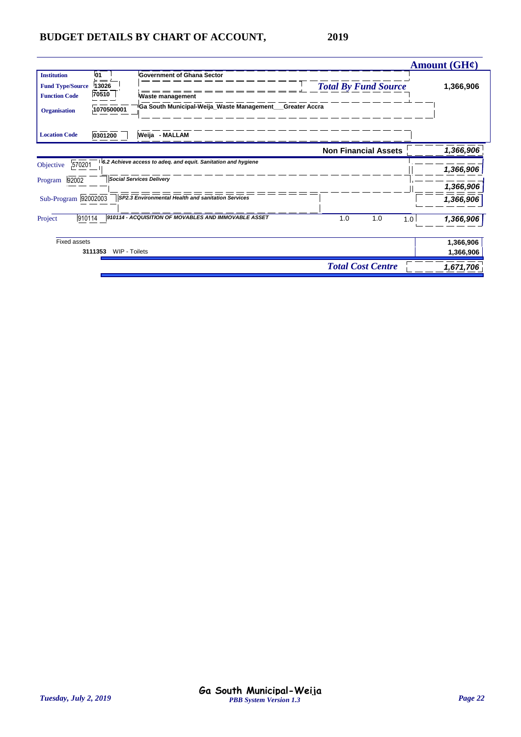# BUDGET DETAILS BY CHART OF ACCOUNT, 2019

| | | | **Amount (GH¢)** |
|---|---|---|---|
| **Institution** | 01 | Government of Ghana Sector | |
| **Fund Type/Source** | 13026 | ***Total By Fund Source*** | 1,366,906 |
| **Function Code** | 70510 | Waste management | |
| **Organisation** | 1070500001 | Ga South Municipal-Weija_Waste Management___Greater Accra | |
| **Location Code** | 0301200 | Weija - MALLAM | |

| | | | | | | |
|---|---|---|---|---|---|---|
| | | **Non Financial Assets** | | | | ***1,366,906*** |
| Objective | 570201 | *6.2 Achieve access to adeq. and equit. Sanitation and hygiene* | | | | ***1,366,906*** |
| Program | 92002 | *Social Services Delivery* | | | | ***1,366,906*** |
| Sub-Program | 92002003 | *SP2.3 Environmental Health and sanitation Services* | | | | ***1,366,906*** |
| Project | 910114 | *910114 - ACQUISITION OF MOVABLES AND IMMOVABLE ASSET* | 1.0 | 1.0 | 1.0 | ***1,366,906*** |
| Fixed assets | | | | | | 1,366,906 |
| | 3111353 | WIP - Toilets | | | | 1,366,906 |
| | | ***Total Cost Centre*** | | | | ***1,671,706*** |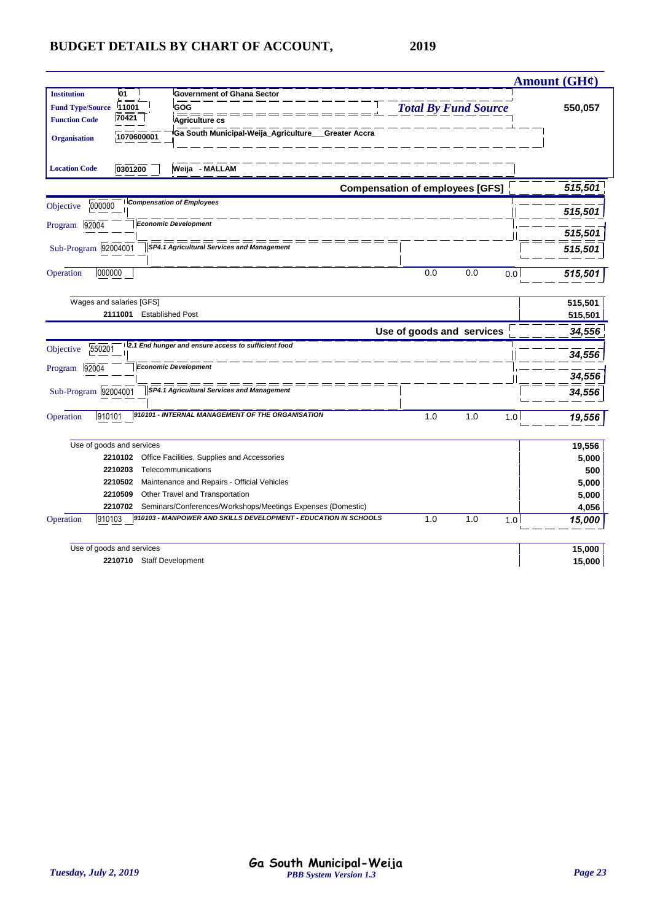# BUDGET DETAILS BY CHART OF ACCOUNT, 2019

| | | | Amount (GH¢) |
|---|---|---|---|
| **Institution** | 01 | Government of Ghana Sector | |
| **Fund Type/Source** | 11001 | GOG | *Total By Fund Source* 550,057 |
| **Function Code** | 70421 | Agriculture cs | |
| **Organisation** | 1070600001 | Ga South Municipal-Weija_Agriculture___Greater Accra | |
| **Location Code** | 0301200 | Weija - MALLAM | |

| | | | | | | Amount (GH¢) |
|---|---|---|---|---|---|---|
| | | **Compensation of employees [GFS]** | | | | ***515,501*** |
| Objective | 000000 | *Compensation of Employees* | | | | ***515,501*** |
| Program | 92004 | *Economic Development* | | | | ***515,501*** |
| Sub-Program | 92004001 | *SP4.1 Agricultural Services and Management* | | | | ***515,501*** |
| Operation | 000000 | | 0.0 | 0.0 | 0.0 | ***515,501*** |
| Wages and salaries [GFS] | | | | | | **515,501** |
| | 2111001 | Established Post | | | | **515,501** |
| | | **Use of goods and services** | | | | ***34,556*** |
| Objective | 550201 | *2.1 End hunger and ensure access to sufficient food* | | | | ***34,556*** |
| Program | 92004 | *Economic Development* | | | | ***34,556*** |
| Sub-Program | 92004001 | *SP4.1 Agricultural Services and Management* | | | | ***34,556*** |
| Operation | 910101 | *910101 - INTERNAL MANAGEMENT OF THE ORGANISATION* | 1.0 | 1.0 | 1.0 | ***19,556*** |
| Use of goods and services | | | | | | **19,556** |
| | 2210102 | Office Facilities, Supplies and Accessories | | | | **5,000** |
| | 2210203 | Telecommunications | | | | **500** |
| | 2210502 | Maintenance and Repairs - Official Vehicles | | | | **5,000** |
| | 2210509 | Other Travel and Transportation | | | | **5,000** |
| | 2210702 | Seminars/Conferences/Workshops/Meetings Expenses (Domestic) | | | | **4,056** |
| Operation | 910103 | *910103 - MANPOWER AND SKILLS DEVELOPMENT - EDUCATION IN SCHOOLS* | 1.0 | 1.0 | 1.0 | ***15,000*** |
| Use of goods and services | | | | | | **15,000** |
| | 2210710 | Staff Development | | | | **15,000** |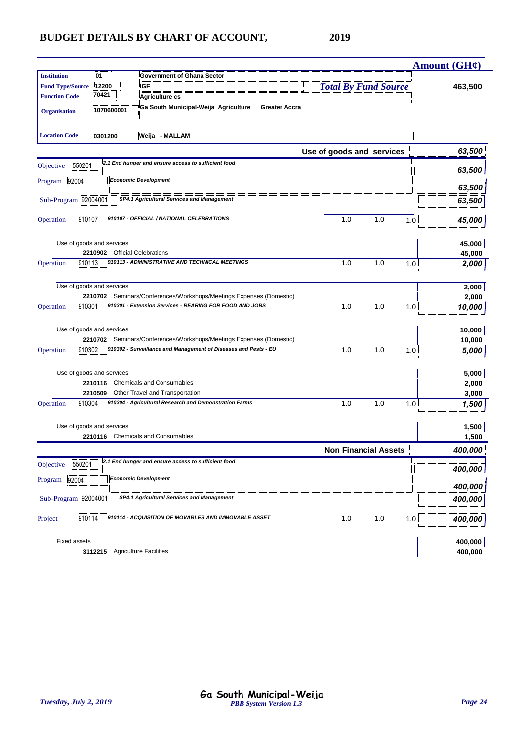# BUDGET DETAILS BY CHART OF ACCOUNT, 2019

| | | | | | | Amount (GH¢) |
|---|---|---|---|---|---|---|
| **Institution** | 01 | Government of Ghana Sector | | | | |
| **Fund Type/Source** | 12200 | IGF | *Total By Fund Source* | | | **463,500** |
| **Function Code** | 70421 | Agriculture cs | | | | |
| **Organisation** | 1070600001 | Ga South Municipal-Weija_Agriculture___Greater Accra | | | | |
| **Location Code** | 0301200 | Weija - MALLAM | | | | |
| | | | **Use of goods and services** | | | ***63,500*** |
| Objective | 550201 | *2.1 End hunger and ensure access to sufficient food* | | | | ***63,500*** |
| Program | 92004 | *Economic Development* | | | | ***63,500*** |
| Sub-Program | 92004001 | *SP4.1 Agricultural Services and Management* | | | | ***63,500*** |
| Operation | 910107 | *910107 - OFFICIAL / NATIONAL CELEBRATIONS* | 1.0 | 1.0 | 1.0 | ***45,000*** |
| | | Use of goods and services | | | | **45,000** |
| | 2210902 | Official Celebrations | | | | **45,000** |
| Operation | 910113 | *910113 - ADMINISTRATIVE AND TECHNICAL MEETINGS* | 1.0 | 1.0 | 1.0 | ***2,000*** |
| | | Use of goods and services | | | | **2,000** |
| | 2210702 | Seminars/Conferences/Workshops/Meetings Expenses (Domestic) | | | | **2,000** |
| Operation | 910301 | *910301 - Extension Services - REARING FOR FOOD AND JOBS* | 1.0 | 1.0 | 1.0 | ***10,000*** |
| | | Use of goods and services | | | | **10,000** |
| | 2210702 | Seminars/Conferences/Workshops/Meetings Expenses (Domestic) | | | | **10,000** |
| Operation | 910302 | *910302 - Surveillance and Management of Diseases and Pests - EU* | 1.0 | 1.0 | 1.0 | ***5,000*** |
| | | Use of goods and services | | | | **5,000** |
| | 2210116 | Chemicals and Consumables | | | | **2,000** |
| | 2210509 | Other Travel and Transportation | | | | **3,000** |
| Operation | 910304 | *910304 - Agricultural Research and Demonstration Farms* | 1.0 | 1.0 | 1.0 | ***1,500*** |
| | | Use of goods and services | | | | **1,500** |
| | 2210116 | Chemicals and Consumables | | | | **1,500** |
| | | | **Non Financial Assets** | | | ***400,000*** |
| Objective | 550201 | *2.1 End hunger and ensure access to sufficient food* | | | | ***400,000*** |
| Program | 92004 | *Economic Development* | | | | ***400,000*** |
| Sub-Program | 92004001 | *SP4.1 Agricultural Services and Management* | | | | ***400,000*** |
| Project | 910114 | *910114 - ACQUISITION OF MOVABLES AND IMMOVABLE ASSET* | 1.0 | 1.0 | 1.0 | ***400,000*** |
| | | Fixed assets | | | | **400,000** |
| | 3112215 | Agriculture Facilities | | | | **400,000** |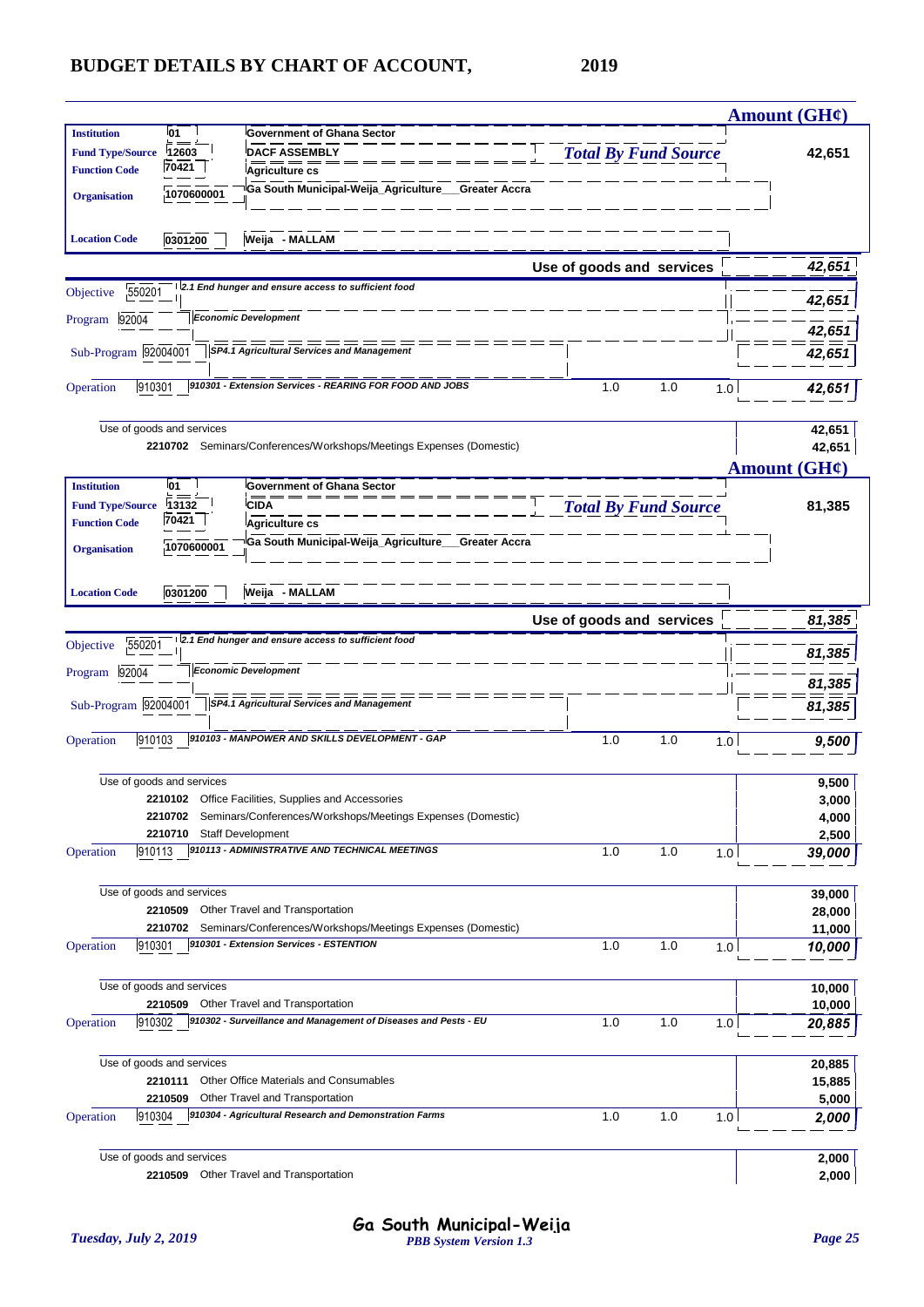# BUDGET DETAILS BY CHART OF ACCOUNT, 2019

| | | | | | Amount (GH¢) |
|---|---|---|---|---|---|
| **Institution** | 01 | Government of Ghana Sector | | | |
| **Fund Type/Source** | 12603 | DACF ASSEMBLY | *Total By Fund Source* | | **42,651** |
| **Function Code** | 70421 | Agriculture cs | | | |
| **Organisation** | 1070600001 | Ga South Municipal-Weija_Agriculture___Greater Accra | | | |
| **Location Code** | 0301200 | Weija - MALLAM | | | |
| | | | **Use of goods and services** | | ***42,651*** |
| Objective | 550201 | *2.1 End hunger and ensure access to sufficient food* | | | ***42,651*** |
| Program | 92004 | *Economic Development* | | | ***42,651*** |
| Sub-Program | 92004001 | *SP4.1 Agricultural Services and Management* | | | ***42,651*** |
| Operation | 910301 | *910301 - Extension Services - REARING FOR FOOD AND JOBS* | 1.0 1.0 1.0 | | ***42,651*** |
| | | Use of goods and services | | | **42,651** |
| | 2210702 | Seminars/Conferences/Workshops/Meetings Expenses (Domestic) | | | **42,651** |

| | | | | | Amount (GH¢) |
|---|---|---|---|---|---|
| **Institution** | 01 | Government of Ghana Sector | | | |
| **Fund Type/Source** | 13132 | CIDA | *Total By Fund Source* | | **81,385** |
| **Function Code** | 70421 | Agriculture cs | | | |
| **Organisation** | 1070600001 | Ga South Municipal-Weija_Agriculture___Greater Accra | | | |
| **Location Code** | 0301200 | Weija - MALLAM | | | |
| | | | **Use of goods and services** | | ***81,385*** |
| Objective | 550201 | *2.1 End hunger and ensure access to sufficient food* | | | ***81,385*** |
| Program | 92004 | *Economic Development* | | | ***81,385*** |
| Sub-Program | 92004001 | *SP4.1 Agricultural Services and Management* | | | ***81,385*** |
| Operation | 910103 | *910103 - MANPOWER AND SKILLS DEVELOPMENT - GAP* | 1.0 1.0 1.0 | | ***9,500*** |
| | | Use of goods and services | | | **9,500** |
| | 2210102 | Office Facilities, Supplies and Accessories | | | **3,000** |
| | 2210702 | Seminars/Conferences/Workshops/Meetings Expenses (Domestic) | | | **4,000** |
| | 2210710 | Staff Development | | | **2,500** |
| Operation | 910113 | *910113 - ADMINISTRATIVE AND TECHNICAL MEETINGS* | 1.0 1.0 1.0 | | ***39,000*** |
| | | Use of goods and services | | | **39,000** |
| | 2210509 | Other Travel and Transportation | | | **28,000** |
| | 2210702 | Seminars/Conferences/Workshops/Meetings Expenses (Domestic) | | | **11,000** |
| Operation | 910301 | *910301 - Extension Services - ESTENTION* | 1.0 1.0 1.0 | | ***10,000*** |
| | | Use of goods and services | | | **10,000** |
| | 2210509 | Other Travel and Transportation | | | **10,000** |
| Operation | 910302 | *910302 - Surveillance and Management of Diseases and Pests - EU* | 1.0 1.0 1.0 | | ***20,885*** |
| | | Use of goods and services | | | **20,885** |
| | 2210111 | Other Office Materials and Consumables | | | **15,885** |
| | 2210509 | Other Travel and Transportation | | | **5,000** |
| Operation | 910304 | *910304 - Agricultural Research and Demonstration Farms* | 1.0 1.0 1.0 | | ***2,000*** |
| | | Use of goods and services | | | **2,000** |
| | 2210509 | Other Travel and Transportation | | | **2,000** |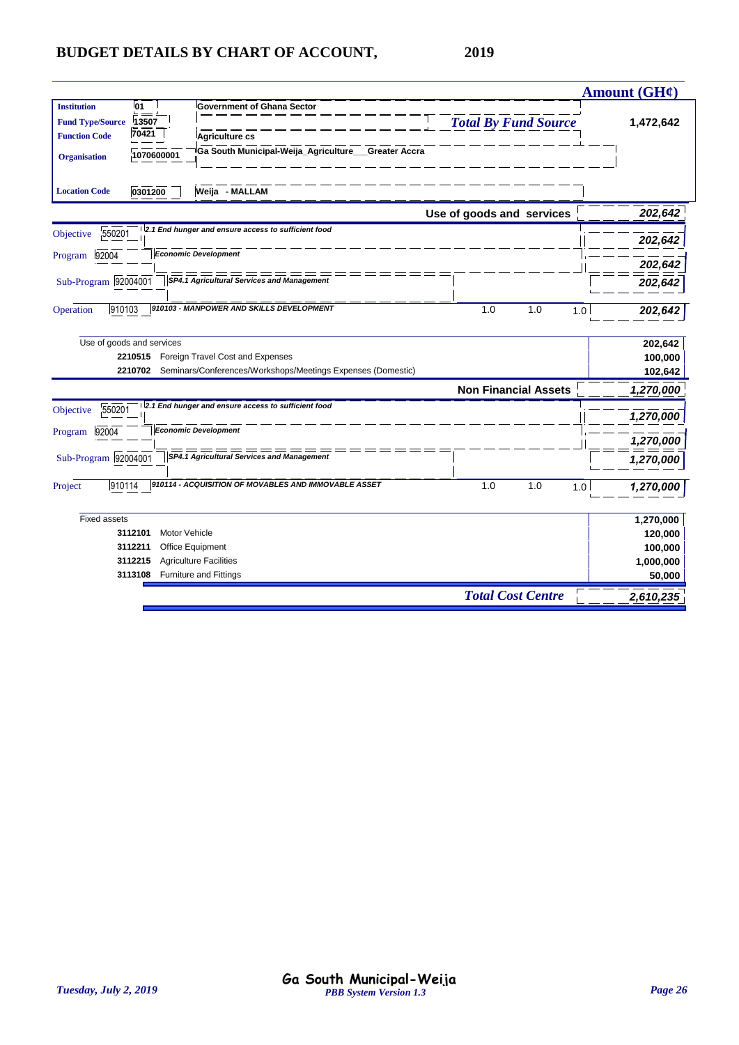# BUDGET DETAILS BY CHART OF ACCOUNT, 2019

| | | | Amount (GH¢) |
|---|---|---|---|
| **Institution** | 01 | Government of Ghana Sector | |
| **Fund Type/Source** | 13507 | *Total By Fund Source* | 1,472,642 |
| **Function Code** | 70421 | Agriculture cs | |
| **Organisation** | 1070600001 | Ga South Municipal-Weija_Agriculture___Greater Accra | |
| **Location Code** | 0301200 | Weija - MALLAM | |

| | | | | | | Amount (GH¢) |
|---|---|---|---|---|---|---|
| | | **Use of goods and services** | | | | *202,642* |
| Objective | 550201 | *2.1 End hunger and ensure access to sufficient food* | | | | *202,642* |
| Program | 92004 | *Economic Development* | | | | *202,642* |
| Sub-Program | 92004001 | *SP4.1 Agricultural Services and Management* | | | | *202,642* |
| Operation | 910103 | *910103 - MANPOWER AND SKILLS DEVELOPMENT* | 1.0 | 1.0 | 1.0 | *202,642* |
| Use of goods and services | | | | | | 202,642 |
| | 2210515 | Foreign Travel Cost and Expenses | | | | 100,000 |
| | 2210702 | Seminars/Conferences/Workshops/Meetings Expenses (Domestic) | | | | 102,642 |
| | | **Non Financial Assets** | | | | *1,270,000* |
| Objective | 550201 | *2.1 End hunger and ensure access to sufficient food* | | | | *1,270,000* |
| Program | 92004 | *Economic Development* | | | | *1,270,000* |
| Sub-Program | 92004001 | *SP4.1 Agricultural Services and Management* | | | | *1,270,000* |
| Project | 910114 | *910114 - ACQUISITION OF MOVABLES AND IMMOVABLE ASSET* | 1.0 | 1.0 | 1.0 | *1,270,000* |
| Fixed assets | | | | | | 1,270,000 |
| | 3112101 | Motor Vehicle | | | | 120,000 |
| | 3112211 | Office Equipment | | | | 100,000 |
| | 3112215 | Agriculture Facilities | | | | 1,000,000 |
| | 3113108 | Furniture and Fittings | | | | 50,000 |
| | | *Total Cost Centre* | | | | *2,610,235* |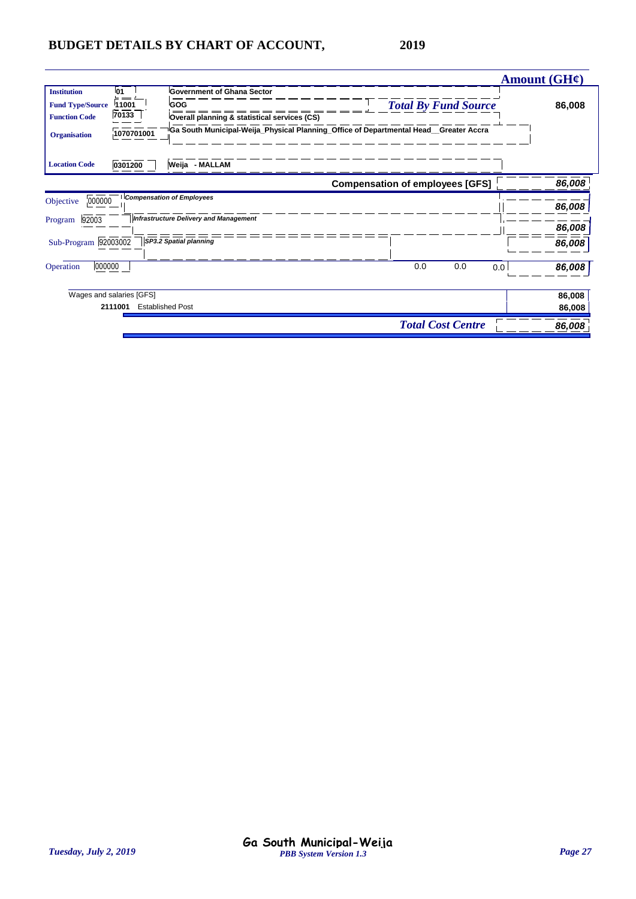# BUDGET DETAILS BY CHART OF ACCOUNT, 2019

| | | | Amount (GH¢) |
|---|---|---|---|
| **Institution** | 01 | Government of Ghana Sector | |
| **Fund Type/Source** | 11001 | GOG — *Total By Fund Source* | 86,008 |
| **Function Code** | 70133 | Overall planning & statistical services (CS) | |
| **Organisation** | 1070701001 | Ga South Municipal-Weija_Physical Planning_Office of Departmental Head__Greater Accra | |
| **Location Code** | 0301200 | Weija - MALLAM | |

| | | | | | | Amount (GH¢) |
|---|---|---|---|---|---|---|
| | | **Compensation of employees [GFS]** | | | | *86,008* |
| Objective | 000000 | *Compensation of Employees* | | | | *86,008* |
| Program | 92003 | *Infrastructure Delivery and Management* | | | | *86,008* |
| Sub-Program | 92003002 | *SP3.2 Spatial planning* | | | | *86,008* |
| Operation | 000000 | | 0.0 | 0.0 | 0.0 | *86,008* |
| Wages and salaries [GFS] | | | | | | 86,008 |
| 2111001 | Established Post | | | | | 86,008 |
| | | *Total Cost Centre* | | | | *86,008* |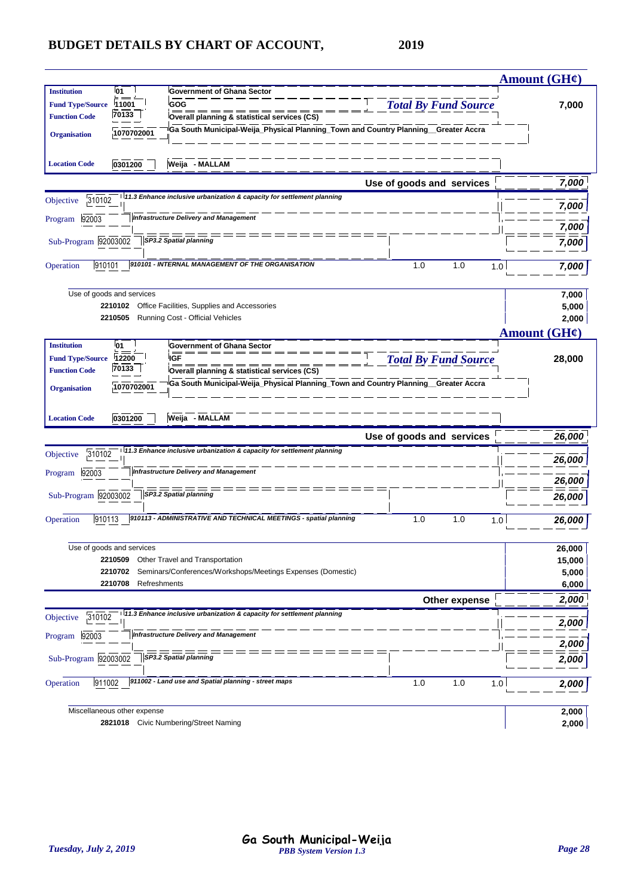# BUDGET DETAILS BY CHART OF ACCOUNT, 2019

| | | | Amount (GH¢) |
|---|---|---|---|
| **Institution** | 01 | Government of Ghana Sector | |
| **Fund Type/Source** | 11001 | GOG | *Total By Fund Source* 7,000 |
| **Function Code** | 70133 | Overall planning & statistical services (CS) | |
| **Organisation** | 1070702001 | Ga South Municipal-Weija_Physical Planning_Town and Country Planning__Greater Accra | |
| **Location Code** | 0301200 | Weija - MALLAM | |

| | | | | | | Amount (GH¢) |
|---|---|---|---|---|---|---|
| | | **Use of goods and services** | | | | 7,000 |
| Objective | 310102 | 11.3 Enhance inclusive urbanization & capacity for settlement planning | | | | 7,000 |
| Program | 92003 | Infrastructure Delivery and Management | | | | 7,000 |
| Sub-Program | 92003002 | SP3.2 Spatial planning | | | | 7,000 |
| Operation | 910101 | 910101 - INTERNAL MANAGEMENT OF THE ORGANISATION | 1.0 | 1.0 | 1.0 | 7,000 |
| Use of goods and services | | | | | | 7,000 |
| | 2210102 | Office Facilities, Supplies and Accessories | | | | 5,000 |
| | 2210505 | Running Cost - Official Vehicles | | | | 2,000 |

| | | | Amount (GH¢) |
|---|---|---|---|
| **Institution** | 01 | Government of Ghana Sector | |
| **Fund Type/Source** | 12200 | IGF | *Total By Fund Source* 28,000 |
| **Function Code** | 70133 | Overall planning & statistical services (CS) | |
| **Organisation** | 1070702001 | Ga South Municipal-Weija_Physical Planning_Town and Country Planning__Greater Accra | |
| **Location Code** | 0301200 | Weija - MALLAM | |

| | | | | | | Amount (GH¢) |
|---|---|---|---|---|---|---|
| | | **Use of goods and services** | | | | 26,000 |
| Objective | 310102 | 11.3 Enhance inclusive urbanization & capacity for settlement planning | | | | 26,000 |
| Program | 92003 | Infrastructure Delivery and Management | | | | 26,000 |
| Sub-Program | 92003002 | SP3.2 Spatial planning | | | | 26,000 |
| Operation | 910113 | 910113 - ADMINISTRATIVE AND TECHNICAL MEETINGS - spatial planning | 1.0 | 1.0 | 1.0 | 26,000 |
| Use of goods and services | | | | | | 26,000 |
| | 2210509 | Other Travel and Transportation | | | | 15,000 |
| | 2210702 | Seminars/Conferences/Workshops/Meetings Expenses (Domestic) | | | | 5,000 |
| | 2210708 | Refreshments | | | | 6,000 |
| | | **Other expense** | | | | 2,000 |
| Objective | 310102 | 11.3 Enhance inclusive urbanization & capacity for settlement planning | | | | 2,000 |
| Program | 92003 | Infrastructure Delivery and Management | | | | 2,000 |
| Sub-Program | 92003002 | SP3.2 Spatial planning | | | | 2,000 |
| Operation | 911002 | 911002 - Land use and Spatial planning - street maps | 1.0 | 1.0 | 1.0 | 2,000 |
| Miscellaneous other expense | | | | | | 2,000 |
| | 2821018 | Civic Numbering/Street Naming | | | | 2,000 |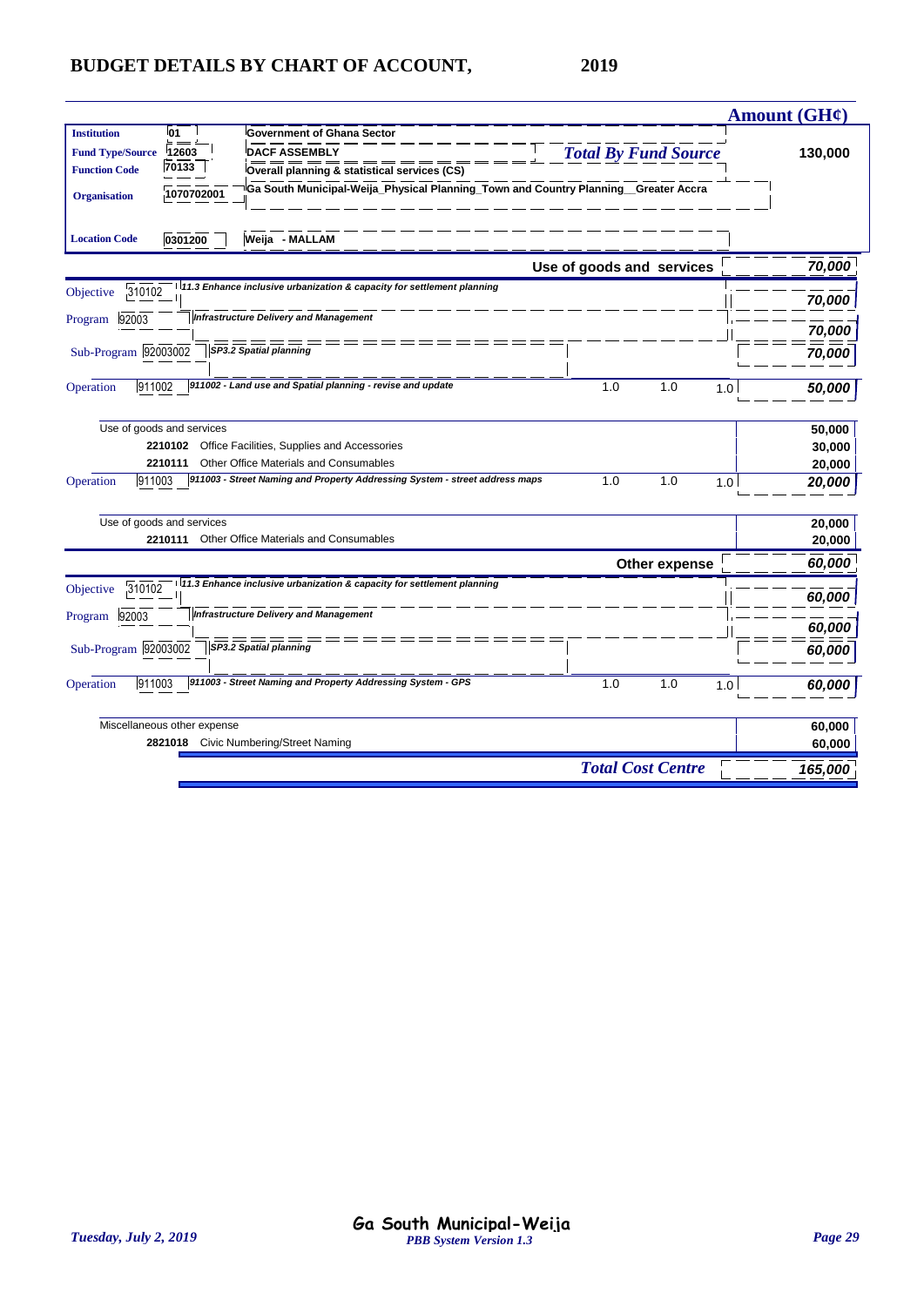## BUDGET DETAILS BY CHART OF ACCOUNT, 2019

| | | | | | | Amount (GH¢) |
|---|---|---|---|---|---|---|
| **Institution** | 01 | Government of Ghana Sector | | | | |
| **Fund Type/Source** | 12603 | DACF ASSEMBLY | *Total By Fund Source* | | | 130,000 |
| **Function Code** | 70133 | Overall planning & statistical services (CS) | | | | |
| **Organisation** | 1070702001 | Ga South Municipal-Weija_Physical Planning_Town and Country Planning__Greater Accra | | | | |
| **Location Code** | 0301200 | Weija - MALLAM | | | | |
| | | | **Use of goods and services** | | | *70,000* |
| Objective | 310102 | *11.3 Enhance inclusive urbanization & capacity for settlement planning* | | | | *70,000* |
| Program | 92003 | *Infrastructure Delivery and Management* | | | | *70,000* |
| Sub-Program | 92003002 | *SP3.2 Spatial planning* | | | | *70,000* |
| Operation | 911002 | *911002 - Land use and Spatial planning - revise and update* | 1.0 | 1.0 | 1.0 | *50,000* |
| | | Use of goods and services | | | | 50,000 |
| | 2210102 | Office Facilities, Supplies and Accessories | | | | 30,000 |
| | 2210111 | Other Office Materials and Consumables | | | | 20,000 |
| Operation | 911003 | *911003 - Street Naming and Property Addressing System - street address maps* | 1.0 | 1.0 | 1.0 | *20,000* |
| | | Use of goods and services | | | | 20,000 |
| | 2210111 | Other Office Materials and Consumables | | | | 20,000 |
| | | | **Other expense** | | | *60,000* |
| Objective | 310102 | *11.3 Enhance inclusive urbanization & capacity for settlement planning* | | | | *60,000* |
| Program | 92003 | *Infrastructure Delivery and Management* | | | | *60,000* |
| Sub-Program | 92003002 | *SP3.2 Spatial planning* | | | | *60,000* |
| Operation | 911003 | *911003 - Street Naming and Property Addressing System - GPS* | 1.0 | 1.0 | 1.0 | *60,000* |
| | | Miscellaneous other expense | | | | 60,000 |
| | 2821018 | Civic Numbering/Street Naming | | | | 60,000 |
| | | | *Total Cost Centre* | | | *165,000* |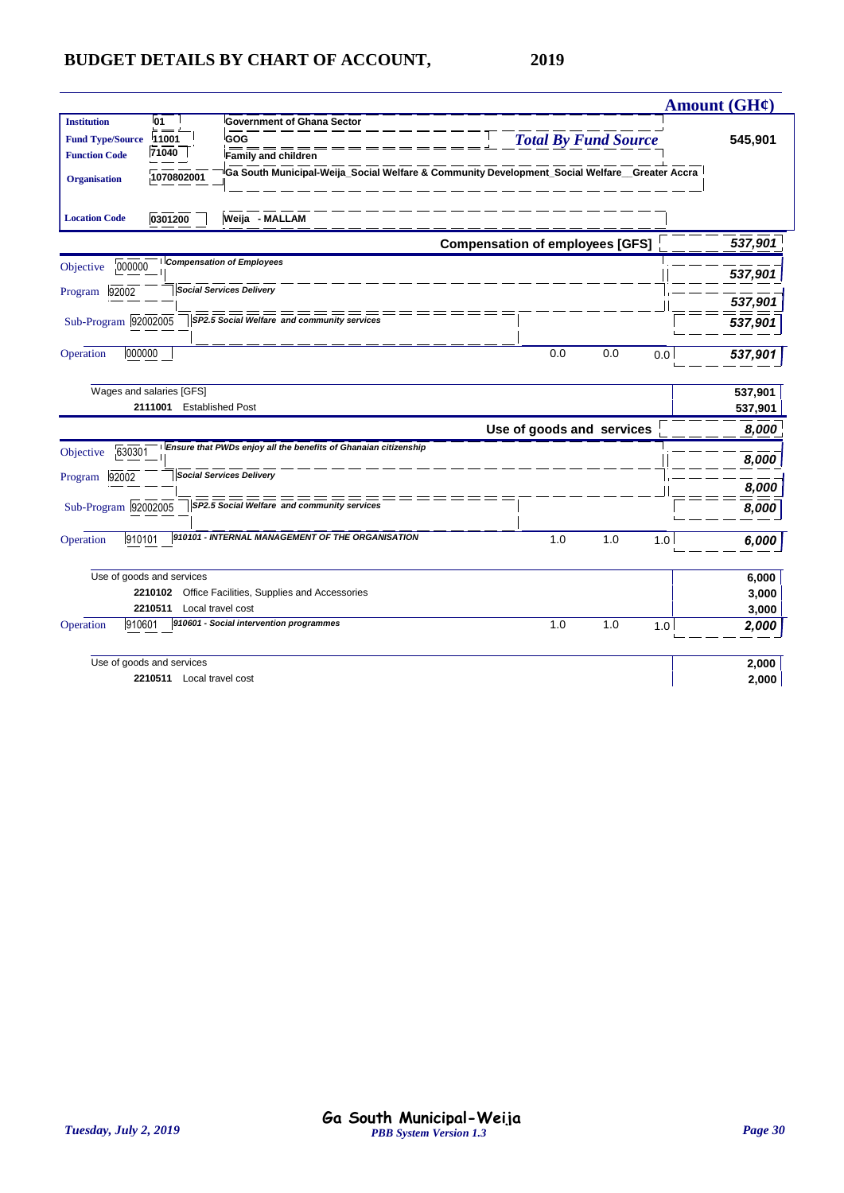## BUDGET DETAILS BY CHART OF ACCOUNT, 2019

**Amount (GH¢)**

| | | | |
|---|---|---|---|
| **Institution** | 01 | Government of Ghana Sector | |
| **Fund Type/Source** | 11001 | GOG | *Total By Fund Source* **545,901** |
| **Function Code** | 71040 | Family and children | |
| **Organisation** | 1070802001 | Ga South Municipal-Weija_Social Welfare & Community Development_Social Welfare__Greater Accra | |
| **Location Code** | 0301200 | Weija - MALLAM | |

| | | | | | Amount (GH¢) |
|---|---|---|---|---|---|
| **Compensation of employees [GFS]** | | | | | ***537,901*** |
| Objective 000000 | *Compensation of Employees* | | | | ***537,901*** |
| Program 92002 | *Social Services Delivery* | | | | ***537,901*** |
| Sub-Program 92002005 | *SP2.5 Social Welfare and community services* | | | | ***537,901*** |
| Operation 000000 | | 0.0 | 0.0 | 0.0 | ***537,901*** |
| Wages and salaries [GFS] | | | | | **537,901** |
| **2111001** | Established Post | | | | **537,901** |
| **Use of goods and services** | | | | | ***8,000*** |
| Objective 630301 | *Ensure that PWDs enjoy all the benefits of Ghanaian citizenship* | | | | ***8,000*** |
| Program 92002 | *Social Services Delivery* | | | | ***8,000*** |
| Sub-Program 92002005 | *SP2.5 Social Welfare and community services* | | | | ***8,000*** |
| Operation 910101 | *910101 - INTERNAL MANAGEMENT OF THE ORGANISATION* | 1.0 | 1.0 | 1.0 | ***6,000*** |
| Use of goods and services | | | | | **6,000** |
| **2210102** | Office Facilities, Supplies and Accessories | | | | **3,000** |
| **2210511** | Local travel cost | | | | **3,000** |
| Operation 910601 | *910601 - Social intervention programmes* | 1.0 | 1.0 | 1.0 | ***2,000*** |
| Use of goods and services | | | | | **2,000** |
| **2210511** | Local travel cost | | | | **2,000** |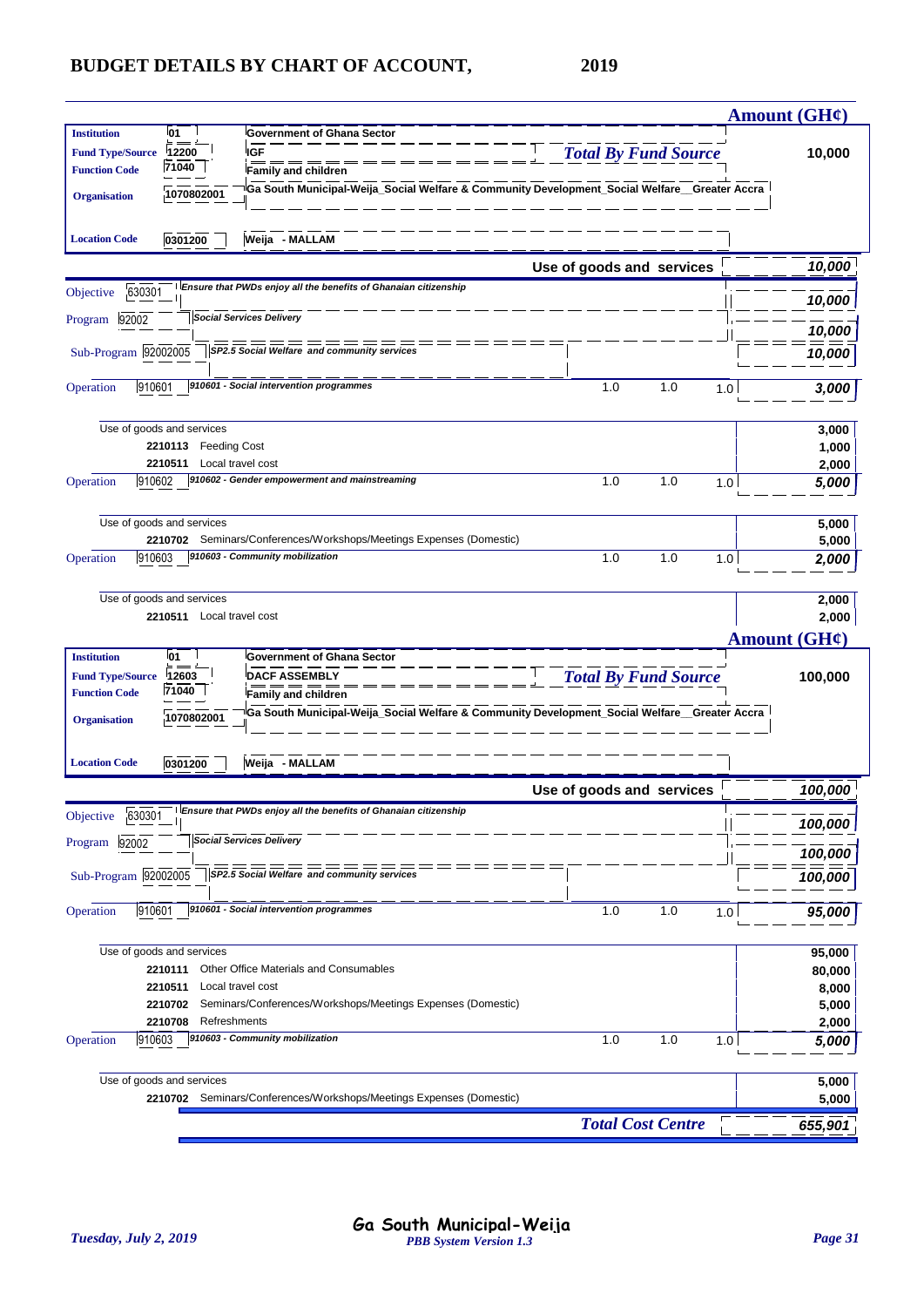# BUDGET DETAILS BY CHART OF ACCOUNT, 2019

| | | Amount (GH¢) |
|---|---|---|
| **Institution** | 01 Government of Ghana Sector | |
| **Fund Type/Source** | 12200 IGF | *Total By Fund Source* 10,000 |
| **Function Code** | 71040 Family and children | |
| **Organisation** | 1070802001 Ga South Municipal-Weija_Social Welfare & Community Development_Social Welfare__Greater Accra | |
| **Location Code** | 0301200 Weija - MALLAM | |

| | | | | | Amount |
|---|---|---|---|---|---|
| | **Use of goods and services** | | | | ***10,000*** |
| Objective 630301 | *Ensure that PWDs enjoy all the benefits of Ghanaian citizenship* | | | | ***10,000*** |
| Program 92002 | *Social Services Delivery* | | | | ***10,000*** |
| Sub-Program 92002005 | *SP2.5 Social Welfare and community services* | | | | ***10,000*** |
| Operation 910601 | *910601 - Social intervention programmes* | 1.0 | 1.0 | 1.0 | ***3,000*** |
| | Use of goods and services | | | | **3,000** |
| | **2210113** Feeding Cost | | | | **1,000** |
| | **2210511** Local travel cost | | | | **2,000** |
| Operation 910602 | *910602 - Gender empowerment and mainstreaming* | 1.0 | 1.0 | 1.0 | ***5,000*** |
| | Use of goods and services | | | | **5,000** |
| | **2210702** Seminars/Conferences/Workshops/Meetings Expenses (Domestic) | | | | **5,000** |
| Operation 910603 | *910603 - Community mobilization* | 1.0 | 1.0 | 1.0 | ***2,000*** |
| | Use of goods and services | | | | **2,000** |
| | **2210511** Local travel cost | | | | **2,000** |

| | | Amount (GH¢) |
|---|---|---|
| **Institution** | 01 Government of Ghana Sector | |
| **Fund Type/Source** | 12603 DACF ASSEMBLY | *Total By Fund Source* 100,000 |
| **Function Code** | 71040 Family and children | |
| **Organisation** | 1070802001 Ga South Municipal-Weija_Social Welfare & Community Development_Social Welfare__Greater Accra | |
| **Location Code** | 0301200 Weija - MALLAM | |

| | | | | | Amount |
|---|---|---|---|---|---|
| | **Use of goods and services** | | | | ***100,000*** |
| Objective 630301 | *Ensure that PWDs enjoy all the benefits of Ghanaian citizenship* | | | | ***100,000*** |
| Program 92002 | *Social Services Delivery* | | | | ***100,000*** |
| Sub-Program 92002005 | *SP2.5 Social Welfare and community services* | | | | ***100,000*** |
| Operation 910601 | *910601 - Social intervention programmes* | 1.0 | 1.0 | 1.0 | ***95,000*** |
| | Use of goods and services | | | | **95,000** |
| | **2210111** Other Office Materials and Consumables | | | | **80,000** |
| | **2210511** Local travel cost | | | | **8,000** |
| | **2210702** Seminars/Conferences/Workshops/Meetings Expenses (Domestic) | | | | **5,000** |
| | **2210708** Refreshments | | | | **2,000** |
| Operation 910603 | *910603 - Community mobilization* | 1.0 | 1.0 | 1.0 | ***5,000*** |
| | Use of goods and services | | | | **5,000** |
| | **2210702** Seminars/Conferences/Workshops/Meetings Expenses (Domestic) | | | | **5,000** |
| | | | | ***Total Cost Centre*** | ***655,901*** |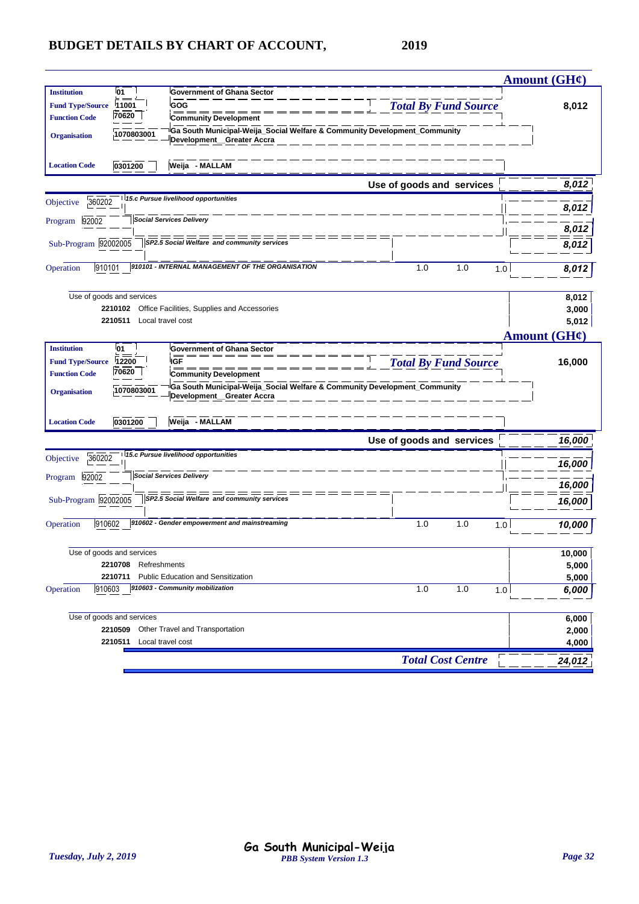# BUDGET DETAILS BY CHART OF ACCOUNT, 2019

| | | | | | | Amount (GH¢) |
|---|---|---|---|---|---|---|
| **Institution** | 01 | Government of Ghana Sector | | | | |
| **Fund Type/Source** | 11001 | GOG | *Total By Fund Source* | | | 8,012 |
| **Function Code** | 70620 | Community Development | | | | |
| **Organisation** | 1070803001 | Ga South Municipal-Weija_Social Welfare & Community Development_Community Development__Greater Accra | | | | |
| **Location Code** | 0301200 | Weija - MALLAM | | | | |
| | | | Use of goods and services | | | *8,012* |
| Objective | 360202 | *15.c Pursue livelihood opportunities* | | | | *8,012* |
| Program | 92002 | *Social Services Delivery* | | | | *8,012* |
| Sub-Program | 92002005 | *SP2.5 Social Welfare and community services* | | | | *8,012* |
| Operation | 910101 | *910101 - INTERNAL MANAGEMENT OF THE ORGANISATION* | 1.0 | 1.0 | 1.0 | *8,012* |
| | | Use of goods and services | | | | 8,012 |
| | 2210102 | Office Facilities, Supplies and Accessories | | | | 3,000 |
| | 2210511 | Local travel cost | | | | 5,012 |

| | | | | | | Amount (GH¢) |
|---|---|---|---|---|---|---|
| **Institution** | 01 | Government of Ghana Sector | | | | |
| **Fund Type/Source** | 12200 | IGF | *Total By Fund Source* | | | 16,000 |
| **Function Code** | 70620 | Community Development | | | | |
| **Organisation** | 1070803001 | Ga South Municipal-Weija_Social Welfare & Community Development_Community Development__Greater Accra | | | | |
| **Location Code** | 0301200 | Weija - MALLAM | | | | |
| | | | Use of goods and services | | | *16,000* |
| Objective | 360202 | *15.c Pursue livelihood opportunities* | | | | *16,000* |
| Program | 92002 | *Social Services Delivery* | | | | *16,000* |
| Sub-Program | 92002005 | *SP2.5 Social Welfare and community services* | | | | *16,000* |
| Operation | 910602 | *910602 - Gender empowerment and mainstreaming* | 1.0 | 1.0 | 1.0 | *10,000* |
| | | Use of goods and services | | | | 10,000 |
| | 2210708 | Refreshments | | | | 5,000 |
| | 2210711 | Public Education and Sensitization | | | | 5,000 |
| Operation | 910603 | *910603 - Community mobilization* | 1.0 | 1.0 | 1.0 | *6,000* |
| | | Use of goods and services | | | | 6,000 |
| | 2210509 | Other Travel and Transportation | | | | 2,000 |
| | 2210511 | Local travel cost | | | | 4,000 |
| | | | *Total Cost Centre* | | | *24,012* |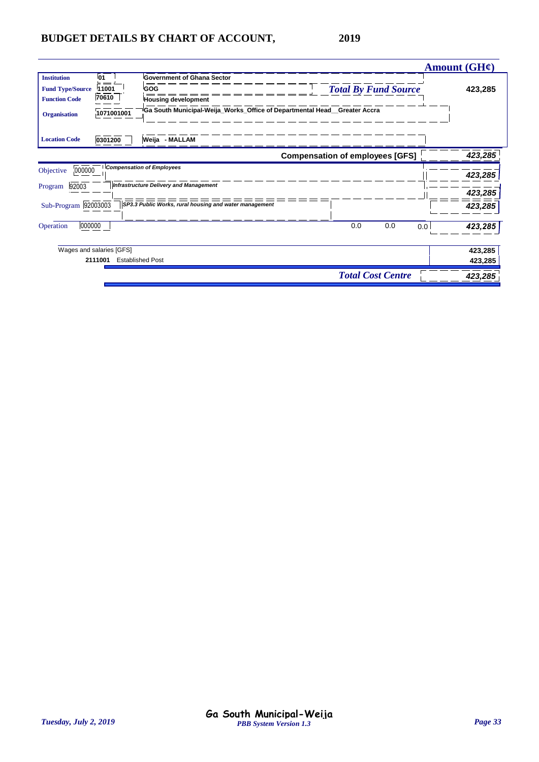# BUDGET DETAILS BY CHART OF ACCOUNT, 2019

| | | | Amount (GH¢) |
|---|---|---|---|
| **Institution** | 01 | Government of Ghana Sector | |
| **Fund Type/Source** | 11001 | GOG | ***Total By Fund Source*** 423,285 |
| **Function Code** | 70610 | Housing development | |
| **Organisation** | 1071001001 | Ga South Municipal-Weija_Works_Office of Departmental Head__Greater Accra | |
| **Location Code** | 0301200 | Weija - MALLAM | |

| | | | Amount (GH¢) |
|---|---|---|---|
| | | **Compensation of employees [GFS]** | *423,285* |
| Objective | 000000 | *Compensation of Employees* | *423,285* |
| Program | 92003 | *Infrastructure Delivery and Management* | *423,285* |
| Sub-Program | 92003003 | *SP3.3 Public Works, rural housing and water management* | *423,285* |
| Operation | 000000 | 0.0 0.0 0.0 | *423,285* |
| Wages and salaries [GFS] | | | 423,285 |
| 2111001 | Established Post | | 423,285 |
| | | ***Total Cost Centre*** | *423,285* |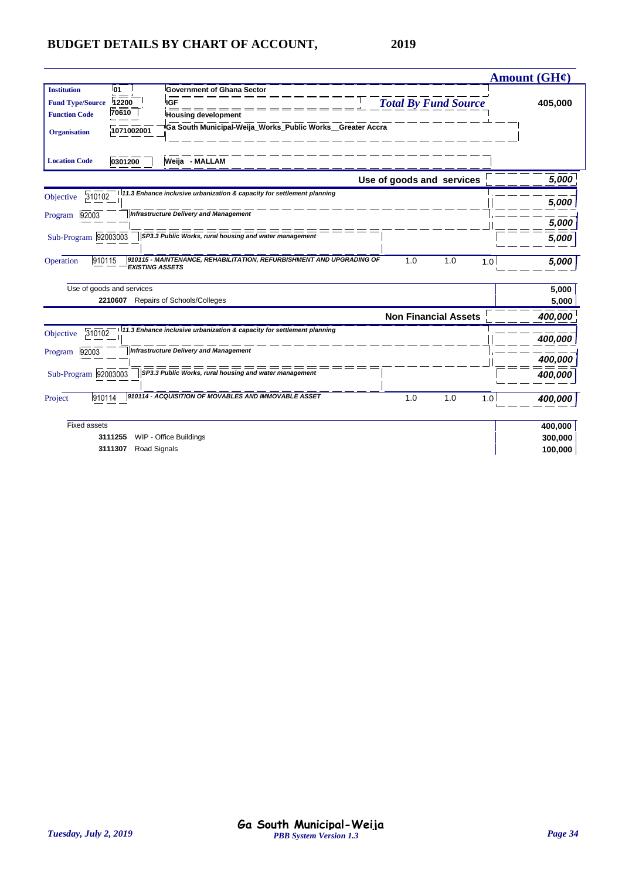# BUDGET DETAILS BY CHART OF ACCOUNT, 2019

| | | | Amount (GH¢) |
|---|---|---|---|
| **Institution** | 01 | Government of Ghana Sector | |
| **Fund Type/Source** | 12200 | IGF | *Total By Fund Source* 405,000 |
| **Function Code** | 70610 | Housing development | |
| **Organisation** | 1071002001 | Ga South Municipal-Weija_Works_Public Works__Greater Accra | |
| **Location Code** | 0301200 | Weija - MALLAM | |

**Use of goods and services** — *5,000*

| | | | | | | |
|---|---|---|---|---|---|---|
| Objective | 310102 | *11.3 Enhance inclusive urbanization & capacity for settlement planning* | | | | *5,000* |
| Program | 92003 | *Infrastructure Delivery and Management* | | | | *5,000* |
| Sub-Program | 92003003 | *SP3.3 Public Works, rural housing and water management* | | | | *5,000* |
| Operation | 910115 | *910115 - MAINTENANCE, REHABILITATION, REFURBISHMENT AND UPGRADING OF EXISTING ASSETS* | 1.0 | 1.0 | 1.0 | *5,000* |

| | Amount |
|---|---|
| Use of goods and services | 5,000 |
| **2210607** Repairs of Schools/Colleges | 5,000 |

**Non Financial Assets** — *400,000*

| | | | | | | |
|---|---|---|---|---|---|---|
| Objective | 310102 | *11.3 Enhance inclusive urbanization & capacity for settlement planning* | | | | *400,000* |
| Program | 92003 | *Infrastructure Delivery and Management* | | | | *400,000* |
| Sub-Program | 92003003 | *SP3.3 Public Works, rural housing and water management* | | | | *400,000* |
| Project | 910114 | *910114 - ACQUISITION OF MOVABLES AND IMMOVABLE ASSET* | 1.0 | 1.0 | 1.0 | *400,000* |

| | Amount |
|---|---|
| Fixed assets | 400,000 |
| **3111255** WIP - Office Buildings | 300,000 |
| **3111307** Road Signals | 100,000 |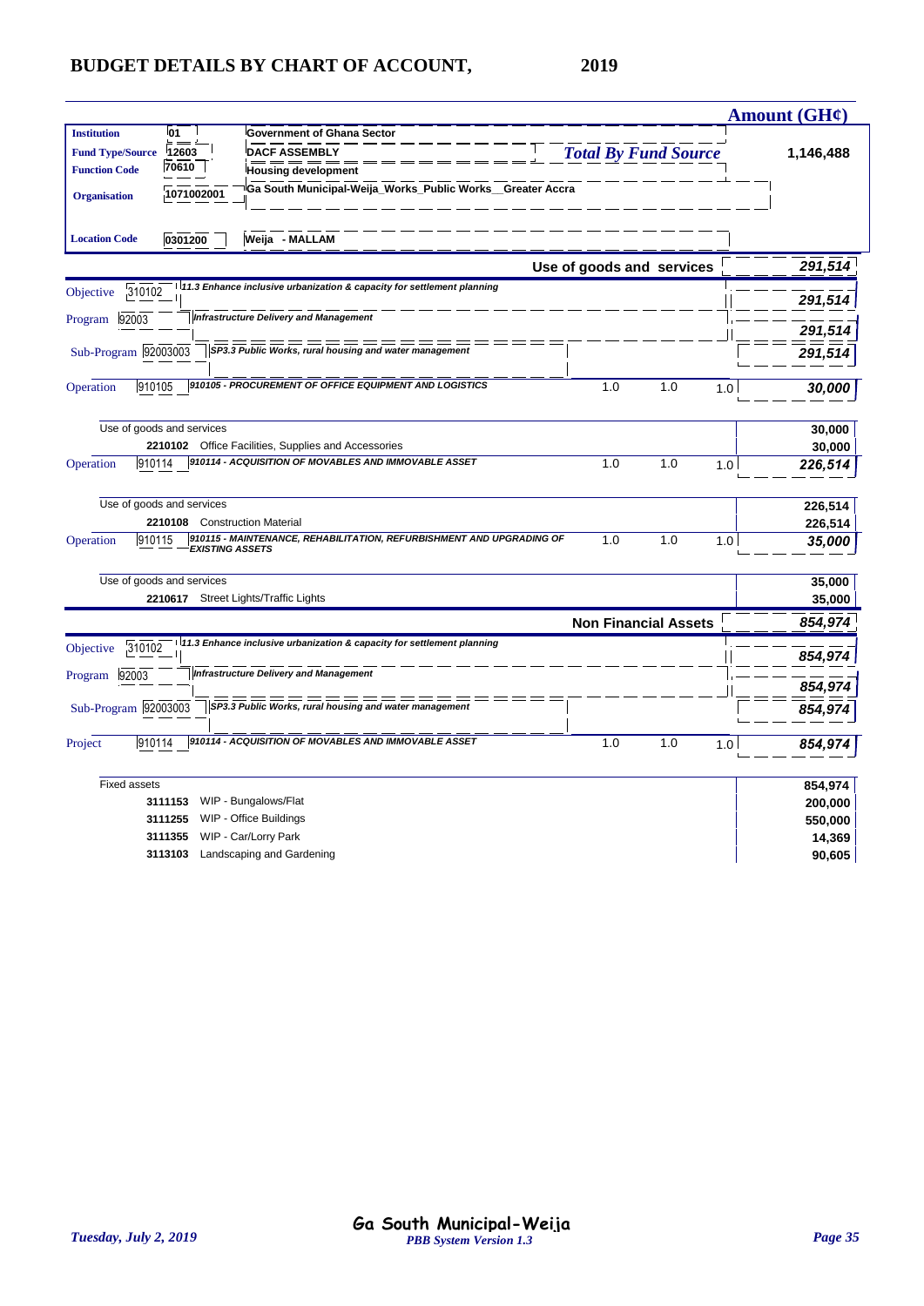# BUDGET DETAILS BY CHART OF ACCOUNT, 2019

**Amount (GH¢)**

| | | | |
|---|---|---|---|
| **Institution** | 01 | Government of Ghana Sector | |
| **Fund Type/Source** | 12603 | DACF ASSEMBLY | ***Total By Fund Source*** **1,146,488** |
| **Function Code** | 70610 | Housing development | |
| **Organisation** | 1071002001 | Ga South Municipal-Weija_Works_Public Works__Greater Accra | |
| **Location Code** | 0301200 | Weija - MALLAM | |

| | | | | | | Amount (GH¢) |
|---|---|---|---|---|---|---|
| | | **Use of goods and services** | | | | ***291,514*** |
| Objective | 310102 | *11.3 Enhance inclusive urbanization & capacity for settlement planning* | | | | ***291,514*** |
| Program | 92003 | *Infrastructure Delivery and Management* | | | | ***291,514*** |
| Sub-Program | 92003003 | *SP3.3 Public Works, rural housing and water management* | | | | ***291,514*** |
| Operation | 910105 | *910105 - PROCUREMENT OF OFFICE EQUIPMENT AND LOGISTICS* | 1.0 | 1.0 | 1.0 | ***30,000*** |
| | | Use of goods and services | | | | **30,000** |
| | **2210102** | Office Facilities, Supplies and Accessories | | | | **30,000** |
| Operation | 910114 | *910114 - ACQUISITION OF MOVABLES AND IMMOVABLE ASSET* | 1.0 | 1.0 | 1.0 | ***226,514*** |
| | | Use of goods and services | | | | **226,514** |
| | **2210108** | Construction Material | | | | **226,514** |
| Operation | 910115 | *910115 - MAINTENANCE, REHABILITATION, REFURBISHMENT AND UPGRADING OF EXISTING ASSETS* | 1.0 | 1.0 | 1.0 | ***35,000*** |
| | | Use of goods and services | | | | **35,000** |
| | **2210617** | Street Lights/Traffic Lights | | | | **35,000** |
| | | **Non Financial Assets** | | | | ***854,974*** |
| Objective | 310102 | *11.3 Enhance inclusive urbanization & capacity for settlement planning* | | | | ***854,974*** |
| Program | 92003 | *Infrastructure Delivery and Management* | | | | ***854,974*** |
| Sub-Program | 92003003 | *SP3.3 Public Works, rural housing and water management* | | | | ***854,974*** |
| Project | 910114 | *910114 - ACQUISITION OF MOVABLES AND IMMOVABLE ASSET* | 1.0 | 1.0 | 1.0 | ***854,974*** |
| | | Fixed assets | | | | **854,974** |
| | **3111153** | WIP - Bungalows/Flat | | | | **200,000** |
| | **3111255** | WIP - Office Buildings | | | | **550,000** |
| | **3111355** | WIP - Car/Lorry Park | | | | **14,369** |
| | **3113103** | Landscaping and Gardening | | | | **90,605** |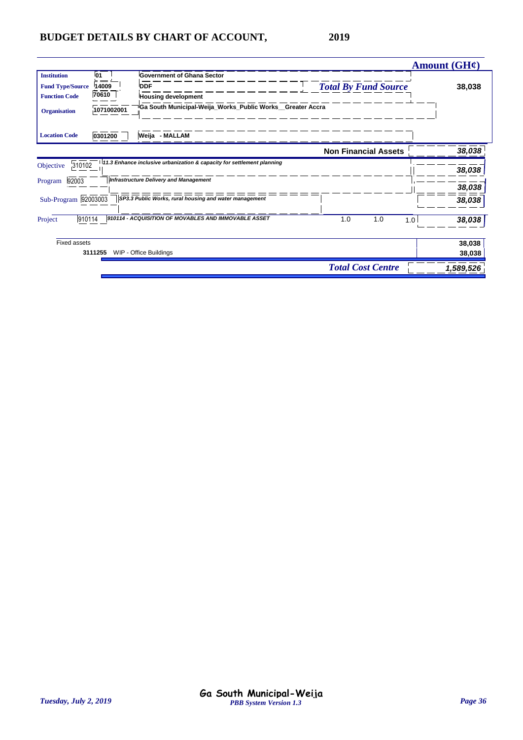## BUDGET DETAILS BY CHART OF ACCOUNT, 2019

| | | | | Amount (GH¢) |
|---|---|---|---|---|
| **Institution** | 01 | Government of Ghana Sector | | |
| **Fund Type/Source** | 14009 | DDF | *Total By Fund Source* | 38,038 |
| **Function Code** | 70610 | Housing development | | |
| **Organisation** | 1071002001 | Ga South Municipal-Weija_Works_Public Works__Greater Accra | | |
| **Location Code** | 0301200 | Weija - MALLAM | | |

| | | | | | | |
|---|---|---|---|---|---|---|
| | | **Non Financial Assets** | | | | ***38,038*** |
| Objective | 310102 | *11.3 Enhance inclusive urbanization & capacity for settlement planning* | | | | ***38,038*** |
| Program | 92003 | *Infrastructure Delivery and Management* | | | | ***38,038*** |
| Sub-Program | 92003003 | *SP3.3 Public Works, rural housing and water management* | | | | ***38,038*** |
| Project | 910114 | *910114 - ACQUISITION OF MOVABLES AND IMMOVABLE ASSET* | 1.0 | 1.0 | 1.0 | ***38,038*** |
| Fixed assets | | | | | | **38,038** |
| | 3111255 | WIP - Office Buildings | | | | **38,038** |
| | | ***Total Cost Centre*** | | | | ***1,589,526*** |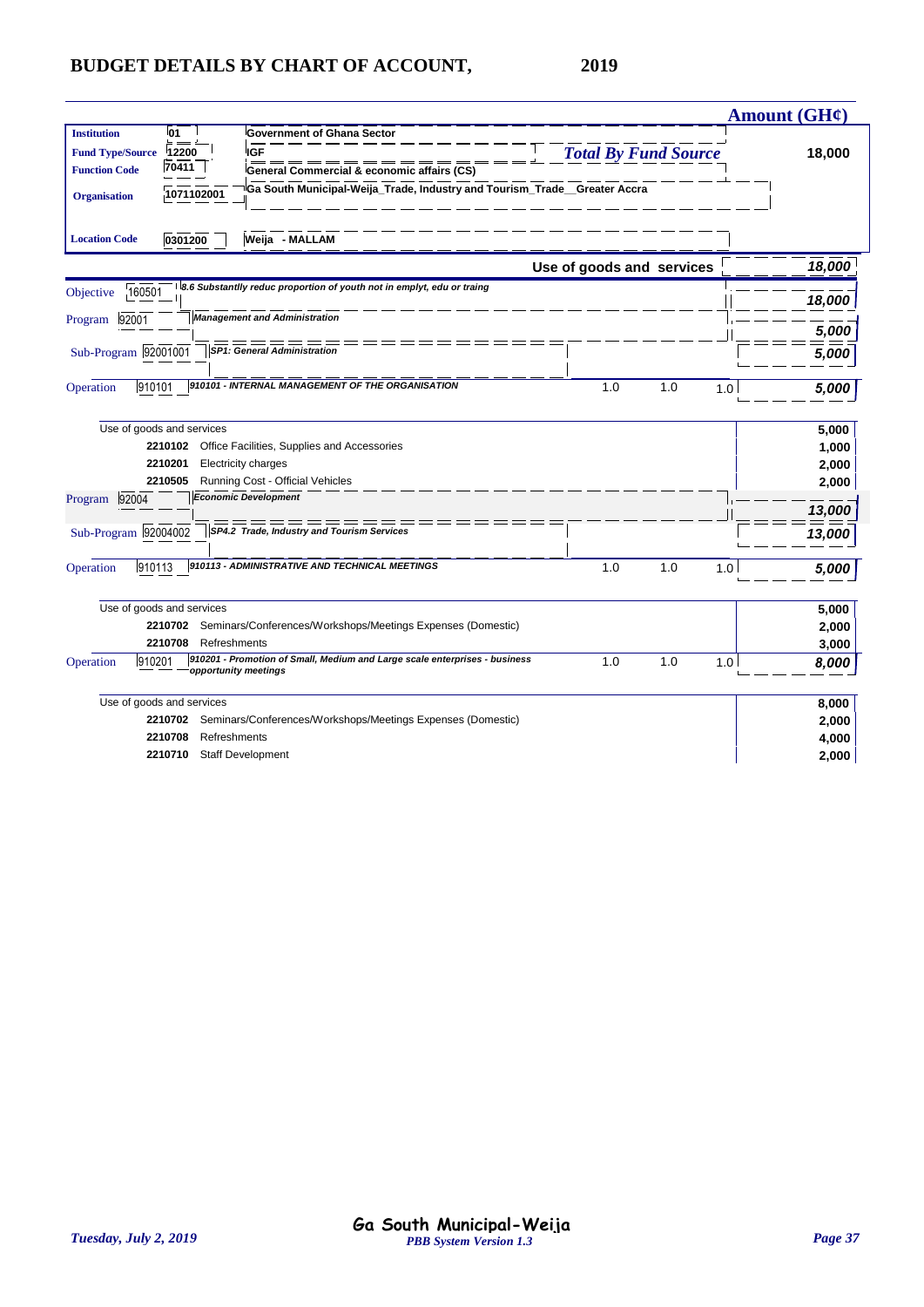# BUDGET DETAILS BY CHART OF ACCOUNT, 2019

**Amount (GH¢)**

| | | | |
|---|---|---|---|
| **Institution** | 01 | Government of Ghana Sector | |
| **Fund Type/Source** | 12200 | IGF | ***Total By Fund Source*** **18,000** |
| **Function Code** | 70411 | General Commercial & economic affairs (CS) | |
| **Organisation** | 1071102001 | Ga South Municipal-Weija_Trade, Industry and Tourism_Trade__Greater Accra | |
| **Location Code** | 0301200 | Weija - MALLAM | |

| | | | | | | |
|---|---|---|---|---|---|---|
| | | **Use of goods and services** | | | | ***18,000*** |
| Objective | 160501 | *8.6 Substantlly reduc proportion of youth not in emplyt, edu or traing* | | | | ***18,000*** |
| Program | 92001 | *Management and Administration* | | | | ***5,000*** |
| Sub-Program | 92001001 | *SP1: General Administration* | | | | ***5,000*** |
| Operation | 910101 | *910101 - INTERNAL MANAGEMENT OF THE ORGANISATION* | 1.0 | 1.0 | 1.0 | ***5,000*** |
| | | Use of goods and services | | | | **5,000** |
| | **2210102** | Office Facilities, Supplies and Accessories | | | | **1,000** |
| | **2210201** | Electricity charges | | | | **2,000** |
| | **2210505** | Running Cost - Official Vehicles | | | | **2,000** |
| Program | 92004 | *Economic Development* | | | | ***13,000*** |
| Sub-Program | 92004002 | *SP4.2 Trade, Industry and Tourism Services* | | | | ***13,000*** |
| Operation | 910113 | *910113 - ADMINISTRATIVE AND TECHNICAL MEETINGS* | 1.0 | 1.0 | 1.0 | ***5,000*** |
| | | Use of goods and services | | | | **5,000** |
| | **2210702** | Seminars/Conferences/Workshops/Meetings Expenses (Domestic) | | | | **2,000** |
| | **2210708** | Refreshments | | | | **3,000** |
| Operation | 910201 | *910201 - Promotion of Small, Medium and Large scale enterprises - business opportunity meetings* | 1.0 | 1.0 | 1.0 | ***8,000*** |
| | | Use of goods and services | | | | **8,000** |
| | **2210702** | Seminars/Conferences/Workshops/Meetings Expenses (Domestic) | | | | **2,000** |
| | **2210708** | Refreshments | | | | **4,000** |
| | **2210710** | Staff Development | | | | **2,000** |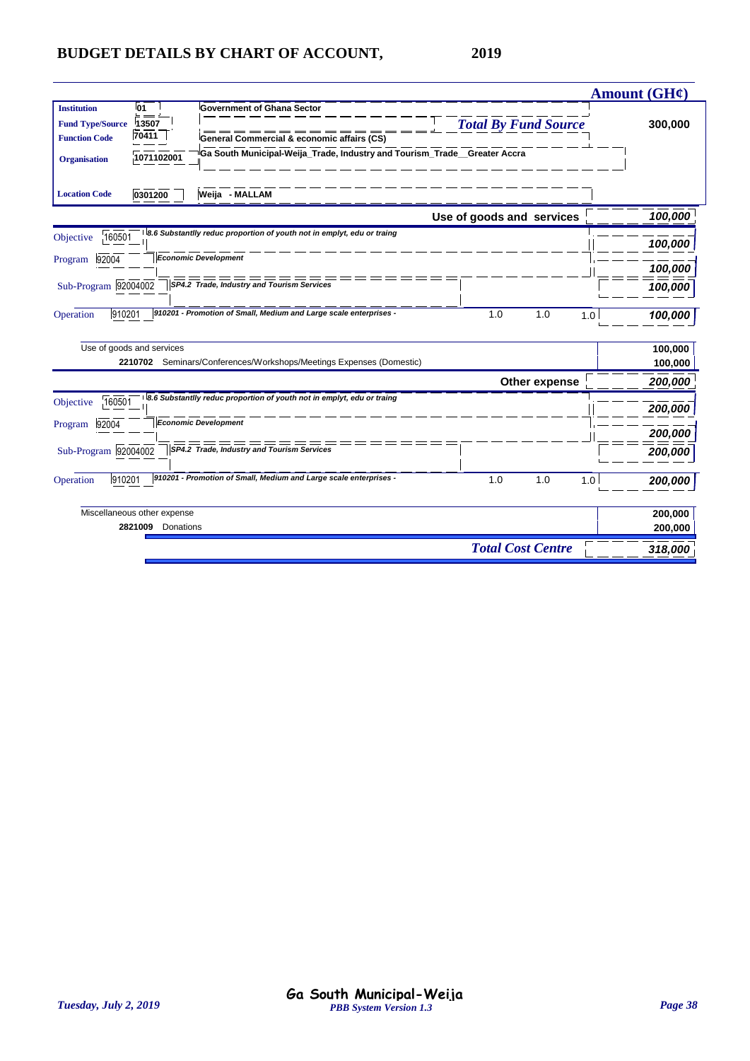## BUDGET DETAILS BY CHART OF ACCOUNT, 2019

| | | | | | | Amount (GH¢) |
|---|---|---|---|---|---|---|
| **Institution** | 01 | Government of Ghana Sector | | | | |
| **Fund Type/Source** | 13507 | | *Total By Fund Source* | | | **300,000** |
| **Function Code** | 70411 | General Commercial & economic affairs (CS) | | | | |
| **Organisation** | 1071102001 | Ga South Municipal-Weija_Trade, Industry and Tourism_Trade__Greater Accra | | | | |
| **Location Code** | 0301200 | Weija - MALLAM | | | | |
| | | | **Use of goods and services** | | | ***100,000*** |
| Objective | 160501 | *8.6 Substantlly reduc proportion of youth not in emplyt, edu or traing* | | | | ***100,000*** |
| Program | 92004 | *Economic Development* | | | | ***100,000*** |
| Sub-Program | 92004002 | *SP4.2 Trade, Industry and Tourism Services* | | | | ***100,000*** |
| Operation | 910201 | *910201 - Promotion of Small, Medium and Large scale enterprises -* | 1.0 | 1.0 | 1.0 | ***100,000*** |
| Use of goods and services | | | | | | **100,000** |
| | 2210702 | Seminars/Conferences/Workshops/Meetings Expenses (Domestic) | | | | **100,000** |
| | | | **Other expense** | | | ***200,000*** |
| Objective | 160501 | *8.6 Substantlly reduc proportion of youth not in emplyt, edu or traing* | | | | ***200,000*** |
| Program | 92004 | *Economic Development* | | | | ***200,000*** |
| Sub-Program | 92004002 | *SP4.2 Trade, Industry and Tourism Services* | | | | ***200,000*** |
| Operation | 910201 | *910201 - Promotion of Small, Medium and Large scale enterprises -* | 1.0 | 1.0 | 1.0 | ***200,000*** |
| Miscellaneous other expense | | | | | | **200,000** |
| | 2821009 | Donations | | | | **200,000** |
| | | | *Total Cost Centre* | | | ***318,000*** |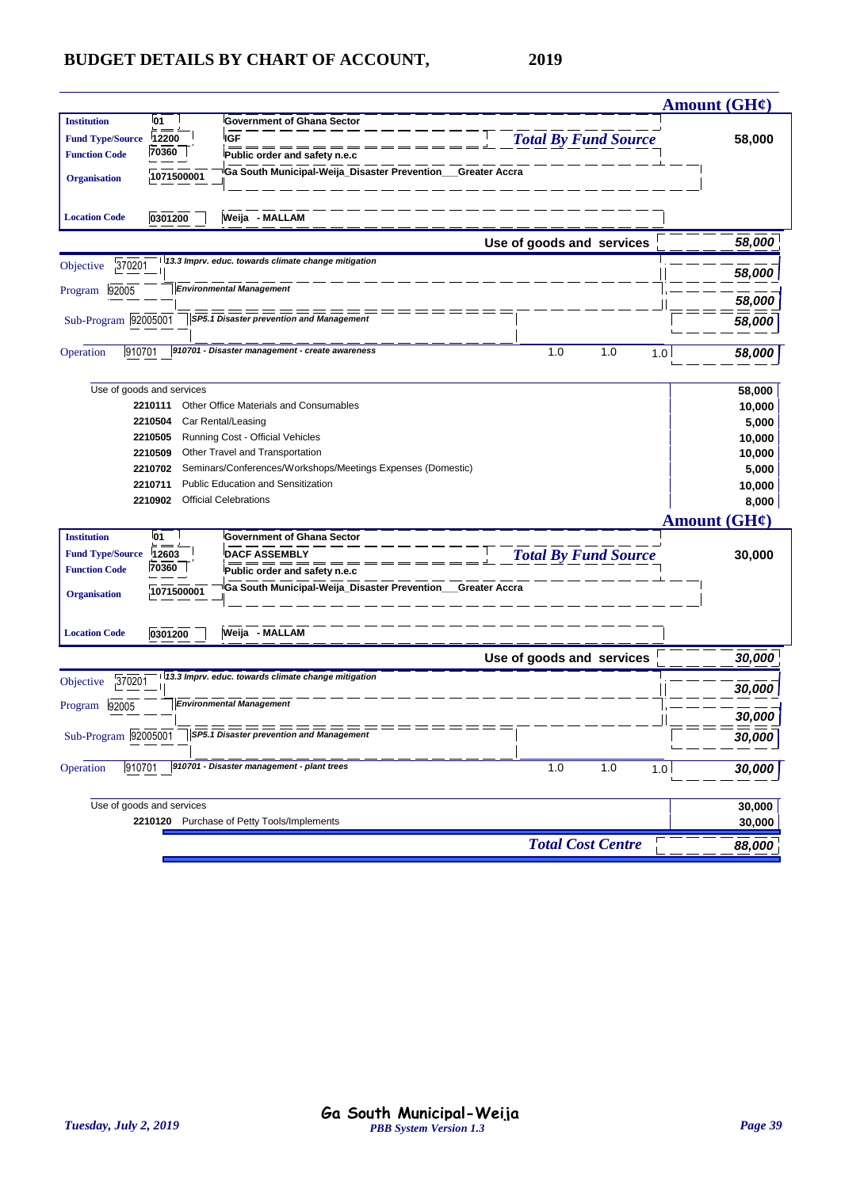# BUDGET DETAILS BY CHART OF ACCOUNT, 2019

| | | | Amount (GH¢) |
|---|---|---|---|
| **Institution** | 01 | Government of Ghana Sector | |
| **Fund Type/Source** | 12200 | IGF | *Total By Fund Source* 58,000 |
| **Function Code** | 70360 | Public order and safety n.e.c | |
| **Organisation** | 1071500001 | Ga South Municipal-Weija_Disaster Prevention__Greater Accra | |
| **Location Code** | 0301200 | Weija - MALLAM | |

| | | | | | | Amount (GH¢) |
|---|---|---|---|---|---|---|
| | | **Use of goods and services** | | | | *58,000* |
| Objective | 370201 | *13.3 Imprv. educ. towards climate change mitigation* | | | | *58,000* |
| Program | 92005 | *Environmental Management* | | | | *58,000* |
| Sub-Program | 92005001 | *SP5.1 Disaster prevention and Management* | | | | *58,000* |
| Operation | 910701 | *910701 - Disaster management - create awareness* | 1.0 | 1.0 | 1.0 | *58,000* |

| Use of goods and services | | 58,000 |
|---|---|---|
| 2210111 | Other Office Materials and Consumables | 10,000 |
| 2210504 | Car Rental/Leasing | 5,000 |
| 2210505 | Running Cost - Official Vehicles | 10,000 |
| 2210509 | Other Travel and Transportation | 10,000 |
| 2210702 | Seminars/Conferences/Workshops/Meetings Expenses (Domestic) | 5,000 |
| 2210711 | Public Education and Sensitization | 10,000 |
| 2210902 | Official Celebrations | 8,000 |

| | | | Amount (GH¢) |
|---|---|---|---|
| **Institution** | 01 | Government of Ghana Sector | |
| **Fund Type/Source** | 12603 | DACF ASSEMBLY | *Total By Fund Source* 30,000 |
| **Function Code** | 70360 | Public order and safety n.e.c | |
| **Organisation** | 1071500001 | Ga South Municipal-Weija_Disaster Prevention__Greater Accra | |
| **Location Code** | 0301200 | Weija - MALLAM | |

| | | | | | | Amount (GH¢) |
|---|---|---|---|---|---|---|
| | | **Use of goods and services** | | | | *30,000* |
| Objective | 370201 | *13.3 Imprv. educ. towards climate change mitigation* | | | | *30,000* |
| Program | 92005 | *Environmental Management* | | | | *30,000* |
| Sub-Program | 92005001 | *SP5.1 Disaster prevention and Management* | | | | *30,000* |
| Operation | 910701 | *910701 - Disaster management - plant trees* | 1.0 | 1.0 | 1.0 | *30,000* |

| Use of goods and services | | 30,000 |
|---|---|---|
| 2210120 | Purchase of Petty Tools/Implements | 30,000 |

***Total Cost Centre*** ***88,000***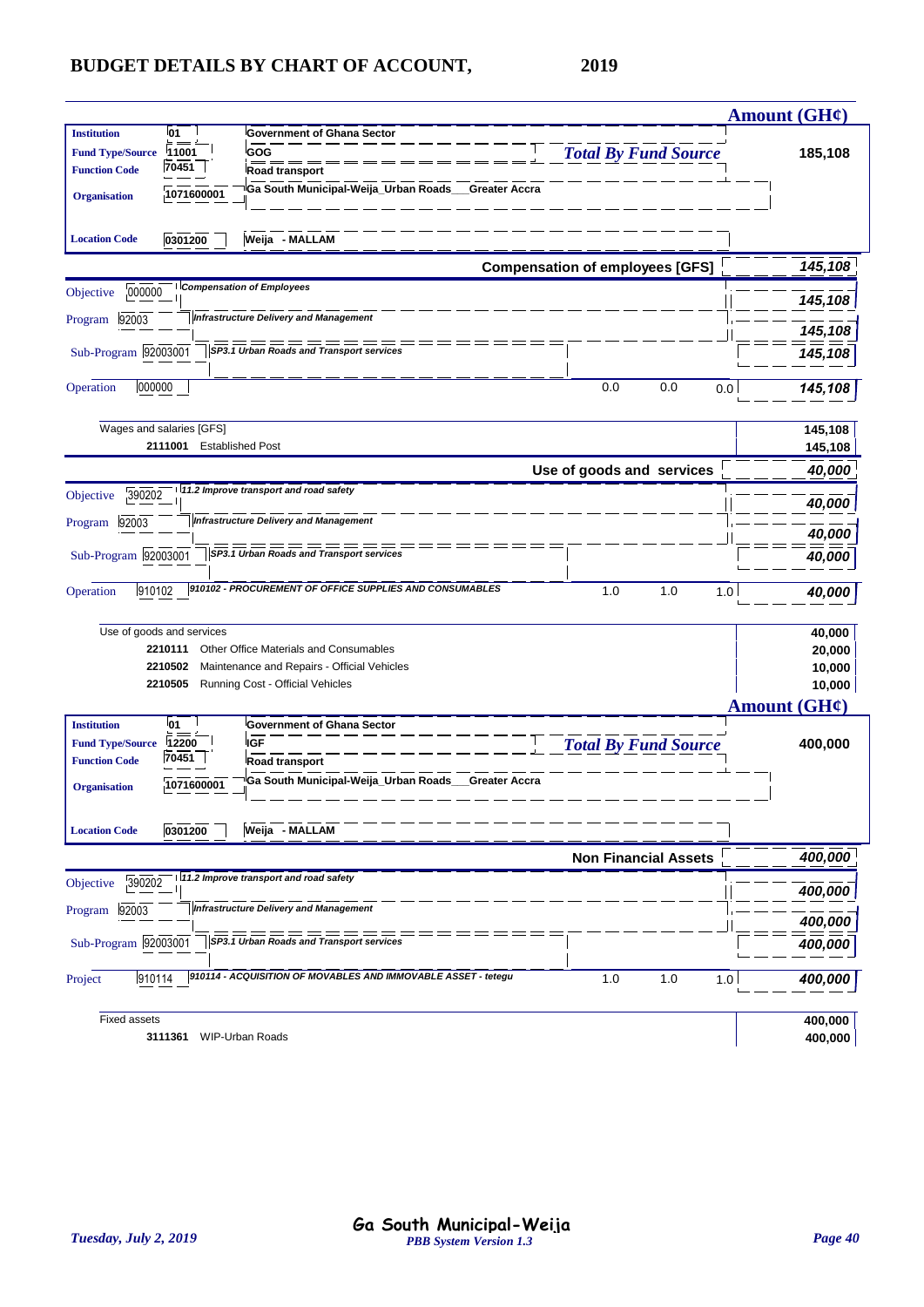# BUDGET DETAILS BY CHART OF ACCOUNT, 2019

**Amount (GH¢)**

| | | | |
|---|---|---|---|
| **Institution** | 01 | Government of Ghana Sector | |
| **Fund Type/Source** | 11001 | GOG | ***Total By Fund Source*** **185,108** |
| **Function Code** | 70451 | Road transport | |
| **Organisation** | 1071600001 | Ga South Municipal-Weija_Urban Roads___Greater Accra | |
| **Location Code** | 0301200 | Weija - MALLAM | |

**Compensation of employees [GFS]** — ***145,108***

| | | | | | | |
|---|---|---|---|---|---|---|
| Objective | 000000 | *Compensation of Employees* | | | | ***145,108*** |
| Program | 92003 | *Infrastructure Delivery and Management* | | | | ***145,108*** |
| Sub-Program | 92003001 | *SP3.1 Urban Roads and Transport services* | | | | ***145,108*** |
| Operation | 000000 | | 0.0 | 0.0 | 0.0 | ***145,108*** |

| | | |
|---|---|---|
| Wages and salaries [GFS] | | **145,108** |
| **2111001** | Established Post | **145,108** |

**Use of goods and services** — ***40,000***

| | | | | | | |
|---|---|---|---|---|---|---|
| Objective | 390202 | *11.2 Improve transport and road safety* | | | | ***40,000*** |
| Program | 92003 | *Infrastructure Delivery and Management* | | | | ***40,000*** |
| Sub-Program | 92003001 | *SP3.1 Urban Roads and Transport services* | | | | ***40,000*** |
| Operation | 910102 | *910102 - PROCUREMENT OF OFFICE SUPPLIES AND CONSUMABLES* | 1.0 | 1.0 | 1.0 | ***40,000*** |

| | | |
|---|---|---|
| Use of goods and services | | **40,000** |
| **2210111** | Other Office Materials and Consumables | **20,000** |
| **2210502** | Maintenance and Repairs - Official Vehicles | **10,000** |
| **2210505** | Running Cost - Official Vehicles | **10,000** |

**Amount (GH¢)**

| | | | |
|---|---|---|---|
| **Institution** | 01 | Government of Ghana Sector | |
| **Fund Type/Source** | 12200 | IGF | ***Total By Fund Source*** **400,000** |
| **Function Code** | 70451 | Road transport | |
| **Organisation** | 1071600001 | Ga South Municipal-Weija_Urban Roads___Greater Accra | |
| **Location Code** | 0301200 | Weija - MALLAM | |

**Non Financial Assets** — ***400,000***

| | | | | | | |
|---|---|---|---|---|---|---|
| Objective | 390202 | *11.2 Improve transport and road safety* | | | | ***400,000*** |
| Program | 92003 | *Infrastructure Delivery and Management* | | | | ***400,000*** |
| Sub-Program | 92003001 | *SP3.1 Urban Roads and Transport services* | | | | ***400,000*** |
| Project | 910114 | *910114 - ACQUISITION OF MOVABLES AND IMMOVABLE ASSET - tetegu* | 1.0 | 1.0 | 1.0 | ***400,000*** |

| | | |
|---|---|---|
| Fixed assets | | **400,000** |
| **3111361** | WIP-Urban Roads | **400,000** |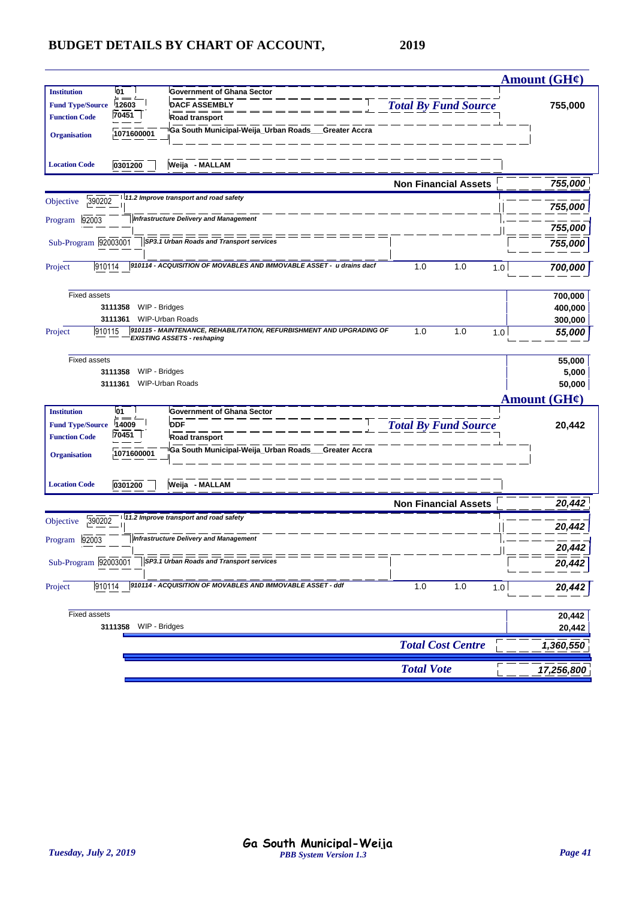# BUDGET DETAILS BY CHART OF ACCOUNT, 2019

| | | | | | | Amount (GH¢) |
|---|---|---|---|---|---|---|
| **Institution** | 01 | Government of Ghana Sector | | | | |
| **Fund Type/Source** | 12603 | DACF ASSEMBLY | *Total By Fund Source* | | | 755,000 |
| **Function Code** | 70451 | Road transport | | | | |
| **Organisation** | 1071600001 | Ga South Municipal-Weija_Urban Roads___Greater Accra | | | | |
| **Location Code** | 0301200 | Weija - MALLAM | | | | |
| | | | **Non Financial Assets** | | | *755,000* |
| Objective | 390202 | *11.2 Improve transport and road safety* | | | | *755,000* |
| Program | 92003 | *Infrastructure Delivery and Management* | | | | *755,000* |
| Sub-Program | 92003001 | *SP3.1 Urban Roads and Transport services* | | | | *755,000* |
| Project | 910114 | *910114 - ACQUISITION OF MOVABLES AND IMMOVABLE ASSET - u drains dacf* | 1.0 | 1.0 | 1.0 | *700,000* |
| Fixed assets | | | | | | 700,000 |
| | 3111358 | WIP - Bridges | | | | 400,000 |
| | 3111361 | WIP-Urban Roads | | | | 300,000 |
| Project | 910115 | *910115 - MAINTENANCE, REHABILITATION, REFURBISHMENT AND UPGRADING OF EXISTING ASSETS - reshaping* | 1.0 | 1.0 | 1.0 | *55,000* |
| Fixed assets | | | | | | 55,000 |
| | 3111358 | WIP - Bridges | | | | 5,000 |
| | 3111361 | WIP-Urban Roads | | | | 50,000 |

| | | | | | | Amount (GH¢) |
|---|---|---|---|---|---|---|
| **Institution** | 01 | Government of Ghana Sector | | | | |
| **Fund Type/Source** | 14009 | DDF | *Total By Fund Source* | | | 20,442 |
| **Function Code** | 70451 | Road transport | | | | |
| **Organisation** | 1071600001 | Ga South Municipal-Weija_Urban Roads___Greater Accra | | | | |
| **Location Code** | 0301200 | Weija - MALLAM | | | | |
| | | | **Non Financial Assets** | | | *20,442* |
| Objective | 390202 | *11.2 Improve transport and road safety* | | | | *20,442* |
| Program | 92003 | *Infrastructure Delivery and Management* | | | | *20,442* |
| Sub-Program | 92003001 | *SP3.1 Urban Roads and Transport services* | | | | *20,442* |
| Project | 910114 | *910114 - ACQUISITION OF MOVABLES AND IMMOVABLE ASSET - ddf* | 1.0 | 1.0 | 1.0 | *20,442* |
| Fixed assets | | | | | | 20,442 |
| | 3111358 | WIP - Bridges | | | | 20,442 |
| | | | *Total Cost Centre* | | | *1,360,550* |
| | | | *Total Vote* | | | *17,256,800* |